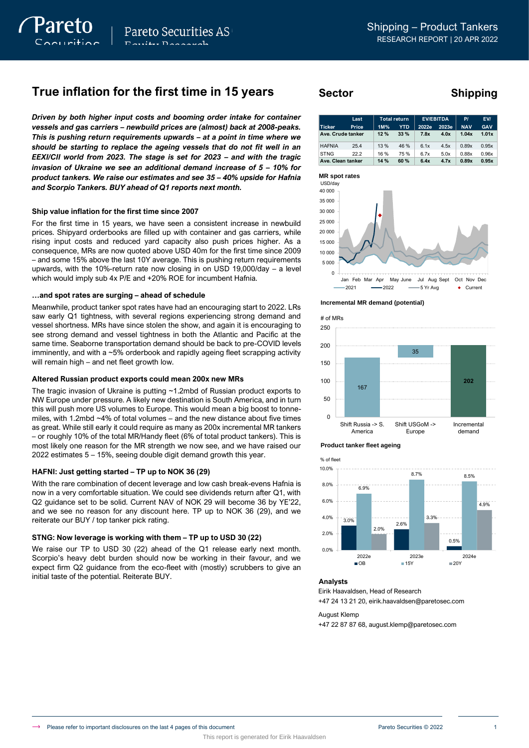# True inflation for the first time in 15 years

***Driven by both higher input costs and booming order intake for container vessels and gas carriers – newbuild prices are (almost) back at 2008-peaks. This is pushing return requirements upwards – at a point in time where we should be starting to replace the ageing vessels that do not fit well in an EEXI/CII world from 2023. The stage is set for 2023 – and with the tragic invasion of Ukraine we see an additional demand increase of 5 – 10% for product tankers. We raise our estimates and see 35 – 40% upside for Hafnia and Scorpio Tankers. BUY ahead of Q1 reports next month.***

### Ship value inflation for the first time since 2007

For the first time in 15 years, we have seen a consistent increase in newbuild prices. Shipyard orderbooks are filled up with container and gas carriers, while rising input costs and reduced yard capacity also push prices higher. As a consequence, MRs are now quoted above USD 40m for the first time since 2009 – and some 15% above the last 10Y average. This is pushing return requirements upwards, with the 10%-return rate now closing in on USD 19,000/day – a level which would imply sub 4x P/E and +20% ROE for incumbent Hafnia.

### …and spot rates are surging – ahead of schedule

Meanwhile, product tanker spot rates have had an encouraging start to 2022. LRs saw early Q1 tightness, with several regions experiencing strong demand and vessel shortness. MRs have since stolen the show, and again it is encouraging to see strong demand and vessel tightness in both the Atlantic and Pacific at the same time. Seaborne transportation demand should be back to pre-COVID levels imminently, and with a ~5% orderbook and rapidly ageing fleet scrapping activity will remain high – and net fleet growth low.

### Altered Russian product exports could mean 200x new MRs

The tragic invasion of Ukraine is putting ~1.2mbd of Russian product exports to NW Europe under pressure. A likely new destination is South America, and in turn this will push more US volumes to Europe. This would mean a big boost to tonne-miles, with 1.2mbd ~4% of total volumes – and the new distance about five times as great. While still early it could require as many as 200x incremental MR tankers – or roughly 10% of the total MR/Handy fleet (6% of total product tankers). This is most likely one reason for the MR strength we now see, and we have raised our 2022 estimates 5 – 15%, seeing double digit demand growth this year.

### HAFNI: Just getting started – TP up to NOK 36 (29)

With the rare combination of decent leverage and low cash break-evens Hafnia is now in a very comfortable situation. We could see dividends return after Q1, with Q2 guidance set to be solid. Current NAV of NOK 29 will become 36 by YE'22, and we see no reason for any discount here. TP up to NOK 36 (29), and we reiterate our BUY / top tanker pick rating.

### STNG: Now leverage is working with them – TP up to USD 30 (22)

We raise our TP to USD 30 (22) ahead of the Q1 release early next month. Scorpio's heavy debt burden should now be working in their favour, and we expect firm Q2 guidance from the eco-fleet with (mostly) scrubbers to give an initial taste of the potential. Reiterate BUY.

## Sector: Shipping

| Ticker | Last Price | Total return 1M% | Total return YTD | EV/EBITDA 2022e | EV/EBITDA 2023e | P/ NAV | EV/ GAV |
|---|---|---|---|---|---|---|---|
| **Ave. Crude tanker** | | **12 %** | **33 %** | **7.8x** | **4.0x** | **1.04x** | **1.01x** |
| HAFNIA | 25.4 | 13 % | 46 % | 6.1x | 4.5x | 0.89x | 0.95x |
| STNG | 22.2 | 16 % | 75 % | 6.7x | 5.0x | 0.88x | 0.96x |
| **Ave. Clean tanker** | | **14 %** | **60 %** | **6.4x** | **4.7x** | **0.89x** | **0.95x** |

**MR spot rates**

USD/day

Legend: 2021, 2022, 5 Yr Avg, Current

**Incremental MR demand (potential)**

# of MRs

| | # of MRs |
|---|---|
| Shift Russia -> S. America | 167 |
| Shift USGoM -> Europe | 35 |
| Incremental demand | 202 |

**Product tanker fleet ageing**

% of fleet

| | OB | 15Y | 20Y |
|---|---|---|---|
| 2022e | 3.0% | 6.9% | 2.0% |
| 2023e | 2.6% | 8.7% | 3.3% |
| 2024e | 0.5% | 8.5% | 4.9% |

**Analysts**

Eirik Haavaldsen, Head of Research
+47 24 13 21 20, eirik.haavaldsen@paretosec.com

August Klemp
+47 22 87 87 68, august.klemp@paretosec.com

Please refer to important disclosures on the last 4 pages of this document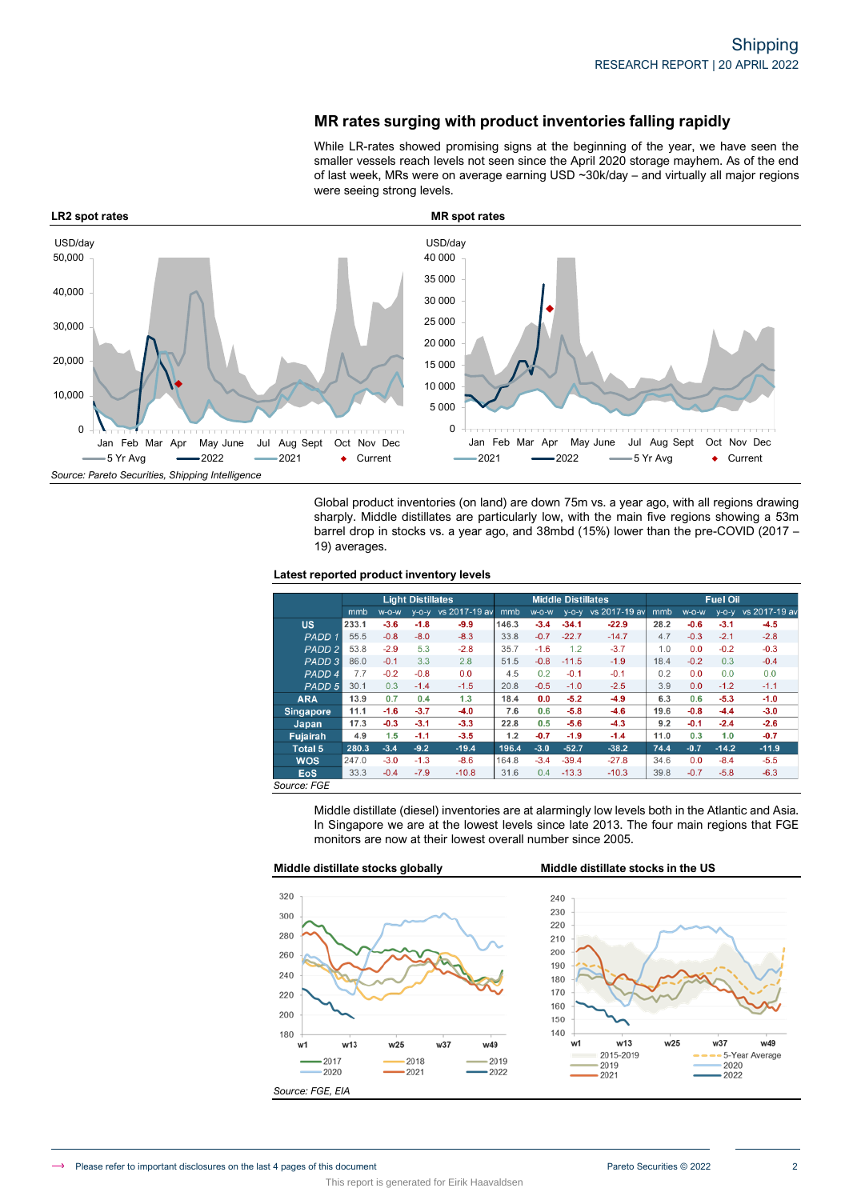## MR rates surging with product inventories falling rapidly

While LR-rates showed promising signs at the beginning of the year, we have seen the smaller vessels reach levels not seen since the April 2020 storage mayhem. As of the end of last week, MRs were on average earning USD ~30k/day – and virtually all major regions were seeing strong levels.

**LR2 spot rates**

USD/day
50,000
40,000
30,000
20,000
10,000
0
Jan Feb Mar Apr May June Jul Aug Sept Oct Nov Dec
5 Yr Avg
2022
2021
Current

**MR spot rates**

USD/day
40 000
35 000
30 000
25 000
20 000
15 000
10 000
5 000
0
Jan Feb Mar Apr May June Jul Aug Sept Oct Nov Dec
2021
2022
5 Yr Avg
Current

*Source: Pareto Securities, Shipping Intelligence*

Global product inventories (on land) are down 75m vs. a year ago, with all regions drawing sharply. Middle distillates are particularly low, with the main five regions showing a 53m barrel drop in stocks vs. a year ago, and 38mbd (15%) lower than the pre-COVID (2017 – 19) averages.

**Latest reported product inventory levels**

| | Light Distillates | | | | Middle Distillates | | | | Fuel Oil | | | |
|---|---|---|---|---|---|---|---|---|---|---|---|---|
| | mmb | w-o-w | y-o-y | vs 2017-19 av | mmb | w-o-w | y-o-y | vs 2017-19 av | mmb | w-o-w | y-o-y | vs 2017-19 av |
| **US** | 233.1 | -3.6 | -1.8 | -9.9 | 146.3 | -3.4 | -34.1 | -22.9 | 28.2 | -0.6 | -3.1 | -4.5 |
| *PADD 1* | 55.5 | -0.8 | -8.0 | -8.3 | 33.8 | -0.7 | -22.7 | -14.7 | 4.7 | -0.3 | -2.1 | -2.8 |
| *PADD 2* | 53.8 | -2.9 | 5.3 | -2.8 | 35.7 | -1.6 | 1.2 | -3.7 | 1.0 | 0.0 | -0.2 | -0.3 |
| *PADD 3* | 86.0 | -0.1 | 3.3 | 2.8 | 51.5 | -0.8 | -11.5 | -1.9 | 18.4 | -0.2 | 0.3 | -0.4 |
| *PADD 4* | 7.7 | -0.2 | -0.8 | 0.0 | 4.5 | 0.2 | -0.1 | -0.1 | 0.2 | 0.0 | 0.0 | 0.0 |
| *PADD 5* | 30.1 | 0.3 | -1.4 | -1.5 | 20.8 | -0.5 | -1.0 | -2.5 | 3.9 | 0.0 | -1.2 | -1.1 |
| **ARA** | 13.9 | 0.7 | 0.4 | 1.3 | 18.4 | 0.0 | -5.2 | -4.9 | 6.3 | 0.6 | -5.3 | -1.0 |
| **Singapore** | 11.1 | -1.6 | -3.7 | -4.0 | 7.6 | 0.6 | -5.8 | -4.6 | 19.6 | -0.8 | -4.4 | -3.0 |
| **Japan** | 17.3 | -0.3 | -3.1 | -3.3 | 22.8 | 0.5 | -5.6 | -4.3 | 9.2 | -0.1 | -2.4 | -2.6 |
| **Fujairah** | 4.9 | 1.5 | -1.1 | -3.5 | 1.2 | -0.7 | -1.9 | -1.4 | 11.0 | 0.3 | 1.0 | -0.7 |
| **Total 5** | 280.3 | -3.4 | -9.2 | -19.4 | 196.4 | -3.0 | -52.7 | -38.2 | 74.4 | -0.7 | -14.2 | -11.9 |
| **WOS** | 247.0 | -3.0 | -1.3 | -8.6 | 164.8 | -3.4 | -39.4 | -27.8 | 34.6 | 0.0 | -8.4 | -5.5 |
| **EoS** | 33.3 | -0.4 | -7.9 | -10.8 | 31.6 | 0.4 | -13.3 | -10.3 | 39.8 | -0.7 | -5.8 | -6.3 |

*Source: FGE*

Middle distillate (diesel) inventories are at alarmingly low levels both in the Atlantic and Asia. In Singapore we are at the lowest levels since late 2013. The four main regions that FGE monitors are now at their lowest overall number since 2005.

**Middle distillate stocks globally**

320
300
280
260
240
220
200
180
w1 w13 w25 w37 w49
2017
2018
2019
2020
2021
2022

**Middle distillate stocks in the US**

240
230
220
210
200
190
180
170
160
150
140
w1 w13 w25 w37 w49
2015-2019
5-Year Average
2019
2020
2021
2022

*Source: FGE, EIA*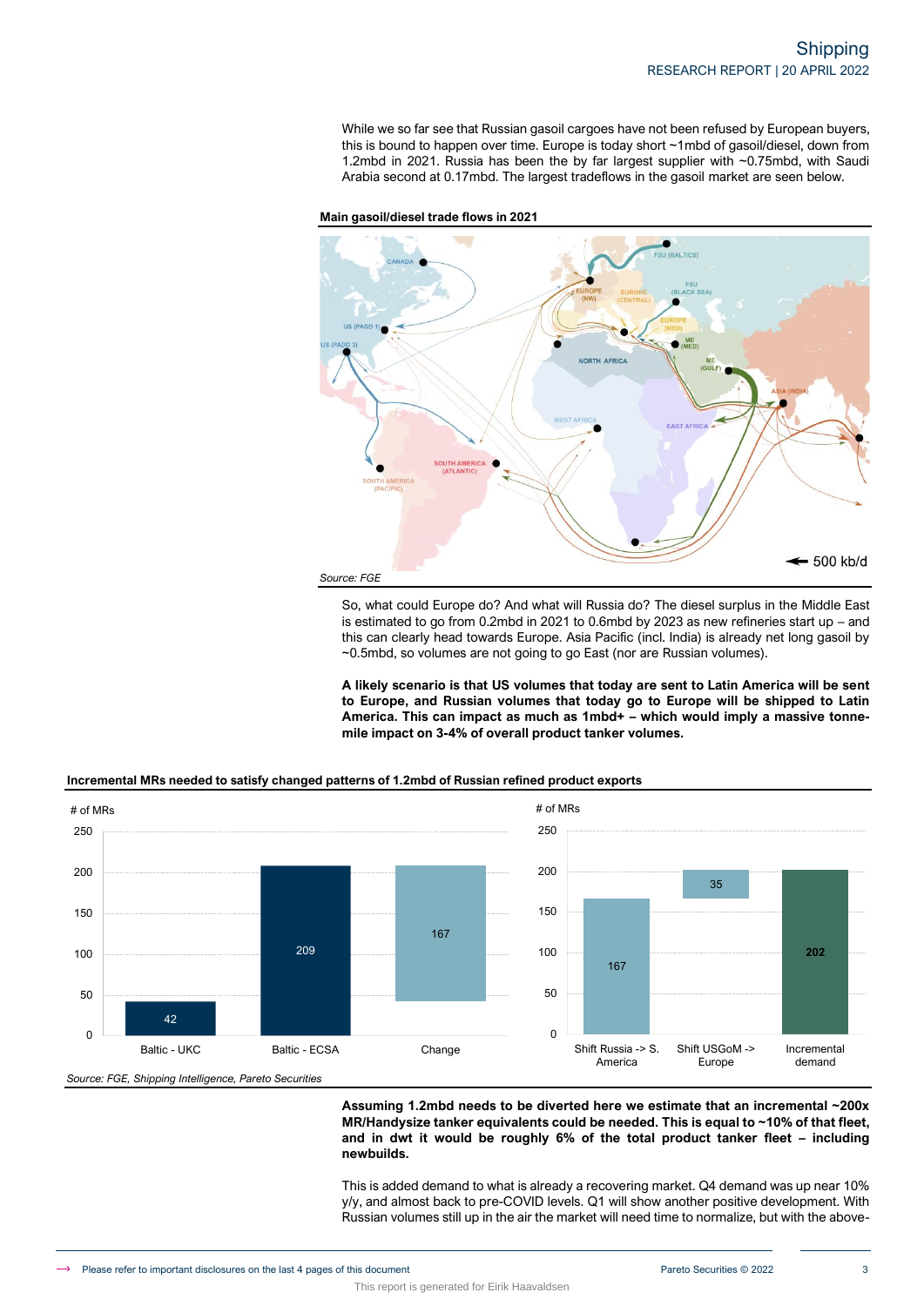While we so far see that Russian gasoil cargoes have not been refused by European buyers, this is bound to happen over time. Europe is today short ~1mbd of gasoil/diesel, down from 1.2mbd in 2021. Russia has been the by far largest supplier with ~0.75mbd, with Saudi Arabia second at 0.17mbd. The largest tradeflows in the gasoil market are seen below.

**Main gasoil/diesel trade flows in 2021**

FSU (BALTICS)
CANADA
EUROPE (NW)
EUROPE (CENTRAL)
FSU (BLACK SEA)
EUROPE (MED)
US (PADD 1)
US (PADD 3)
ME (MED)
NORTH AFRICA
ME (GULF)
ASIA (INDIA)
WEST AFRICA
EAST AFRICA
SOUTH AMERICA (ATLANTIC)
SOUTH AMERICA (PACIFIC)
500 kb/d

*Source: FGE*

So, what could Europe do? And what will Russia do? The diesel surplus in the Middle East is estimated to go from 0.2mbd in 2021 to 0.6mbd by 2023 as new refineries start up – and this can clearly head towards Europe. Asia Pacific (incl. India) is already net long gasoil by ~0.5mbd, so volumes are not going to go East (nor are Russian volumes).

**A likely scenario is that US volumes that today are sent to Latin America will be sent to Europe, and Russian volumes that today go to Europe will be shipped to Latin America. This can impact as much as 1mbd+ – which would imply a massive tonne-mile impact on 3-4% of overall product tanker volumes.**

**Incremental MRs needed to satisfy changed patterns of 1.2mbd of Russian refined product exports**

# of MRs
250
200
150
100
50
0
42
209
167
Baltic - UKC
Baltic - ECSA
Change

# of MRs
250
200
150
100
50
0
167
35
202
Shift Russia -> S. America
Shift USGoM -> Europe
Incremental demand

*Source: FGE, Shipping Intelligence, Pareto Securities*

**Assuming 1.2mbd needs to be diverted here we estimate that an incremental ~200x MR/Handysize tanker equivalents could be needed. This is equal to ~10% of that fleet, and in dwt it would be roughly 6% of the total product tanker fleet – including newbuilds.**

This is added demand to what is already a recovering market. Q4 demand was up near 10% y/y, and almost back to pre-COVID levels. Q1 will show another positive development. With Russian volumes still up in the air the market will need time to normalize, but with the above-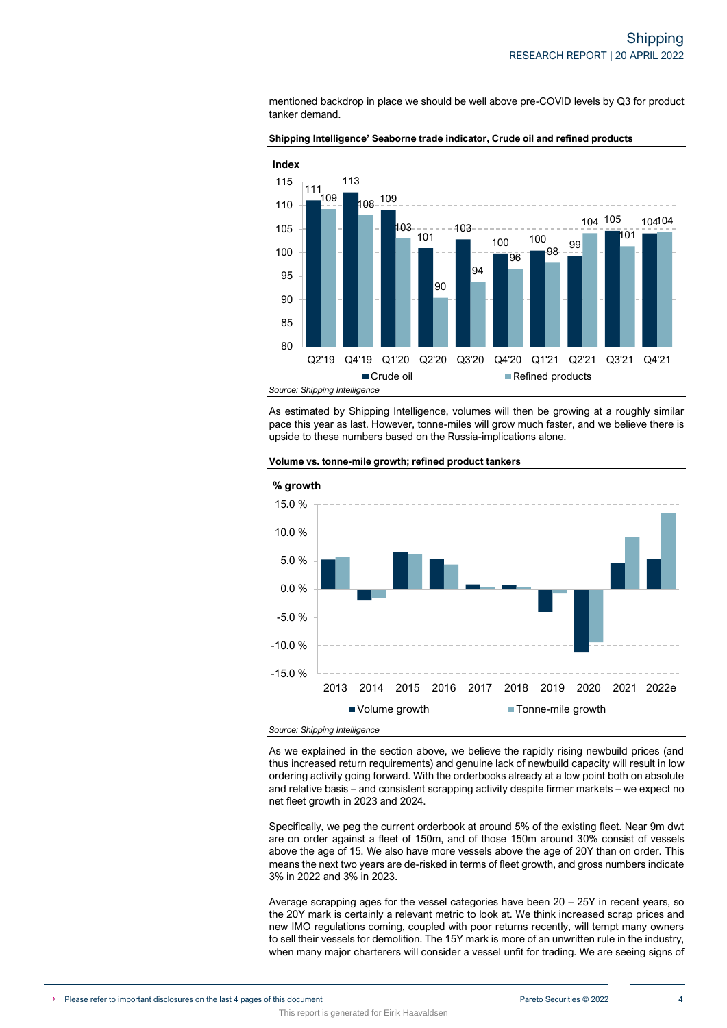mentioned backdrop in place we should be well above pre-COVID levels by Q3 for product tanker demand.

**Shipping Intelligence' Seaborne trade indicator, Crude oil and refined products**

Index

115
110
105
100
95
90
85
80

111 109 113 108 109 103 101 90 103 94 100 96 100 98 99 104 105 101 104 104

Q2'19 Q4'19 Q1'20 Q2'20 Q3'20 Q4'20 Q1'21 Q2'21 Q3'21 Q4'21

Crude oil    Refined products

*Source: Shipping Intelligence*

As estimated by Shipping Intelligence, volumes will then be growing at a roughly similar pace this year as last. However, tonne-miles will grow much faster, and we believe there is upside to these numbers based on the Russia-implications alone.

**Volume vs. tonne-mile growth; refined product tankers**

% growth

15.0 %
10.0 %
5.0 %
0.0 %
-5.0 %
-10.0 %
-15.0 %

2013 2014 2015 2016 2017 2018 2019 2020 2021 2022e

Volume growth    Tonne-mile growth

*Source: Shipping Intelligence*

As we explained in the section above, we believe the rapidly rising newbuild prices (and thus increased return requirements) and genuine lack of newbuild capacity will result in low ordering activity going forward. With the orderbooks already at a low point both on absolute and relative basis – and consistent scrapping activity despite firmer markets – we expect no net fleet growth in 2023 and 2024.

Specifically, we peg the current orderbook at around 5% of the existing fleet. Near 9m dwt are on order against a fleet of 150m, and of those 150m around 30% consist of vessels above the age of 15. We also have more vessels above the age of 20Y than on order. This means the next two years are de-risked in terms of fleet growth, and gross numbers indicate 3% in 2022 and 3% in 2023.

Average scrapping ages for the vessel categories have been 20 – 25Y in recent years, so the 20Y mark is certainly a relevant metric to look at. We think increased scrap prices and new IMO regulations coming, coupled with poor returns recently, will tempt many owners to sell their vessels for demolition. The 15Y mark is more of an unwritten rule in the industry, when many major charterers will consider a vessel unfit for trading. We are seeing signs of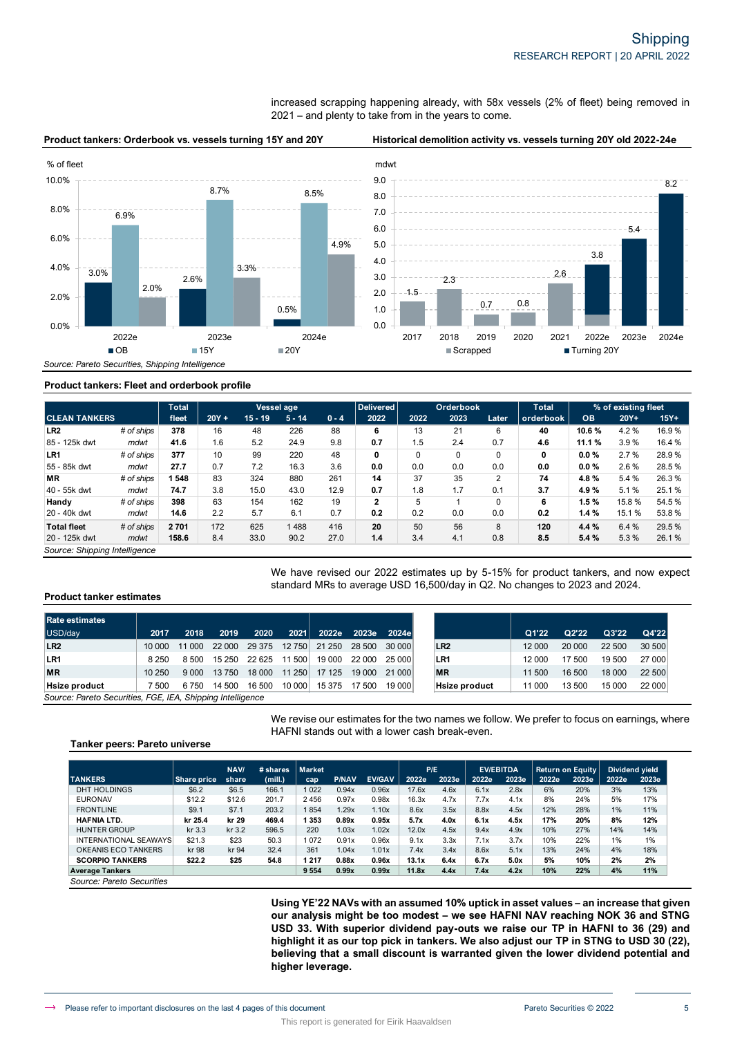increased scrapping happening already, with 58x vessels (2% of fleet) being removed in 2021 – and plenty to take from in the years to come.

**Product tankers: Orderbook vs. vessels turning 15Y and 20Y**

% of fleet
10.0%
8.0%
6.0%
4.0%
2.0%
0.0%
3.0% 6.9% 2.0%
2.6% 8.7% 3.3%
0.5% 8.5% 4.9%
2022e 2023e 2024e
OB 15Y 20Y

**Historical demolition activity vs. vessels turning 20Y old 2022-24e**

mdwt
9.0
8.0
7.0
6.0
5.0
4.0
3.0
2.0
1.0
0.0
1.5 2.3 0.7 0.8 2.6 3.8 5.4 8.2
2017 2018 2019 2020 2021 2022e 2023e 2024e
Scrapped Turning 20Y

Source: Pareto Securities, Shipping Intelligence

**Product tankers: Fleet and orderbook profile**

| CLEAN TANKERS | | Total fleet | Vessel age 20Y + | 15 - 19 | 5 - 14 | 0 - 4 | Delivered 2022 | Orderbook 2022 | 2023 | Later | Total orderbook | % of existing fleet OB | 20Y+ | 15Y+ |
|---|---|---|---|---|---|---|---|---|---|---|---|---|---|---|
| **LR2** | *# of ships* | **378** | 16 | 48 | 226 | 88 | **6** | 13 | 21 | 6 | **40** | **10.6 %** | 4.2 % | 16.9 % |
| 85 - 125k dwt | *mdwt* | **41.6** | 1.6 | 5.2 | 24.9 | 9.8 | **0.7** | 1.5 | 2.4 | 0.7 | **4.6** | **11.1 %** | 3.9 % | 16.4 % |
| **LR1** | *# of ships* | **377** | 10 | 99 | 220 | 48 | **0** | 0 | 0 | 0 | **0** | **0.0 %** | 2.7 % | 28.9 % |
| 55 - 85k dwt | *mdwt* | **27.7** | 0.7 | 7.2 | 16.3 | 3.6 | **0.0** | 0.0 | 0.0 | 0.0 | **0.0** | **0.0 %** | 2.6 % | 28.5 % |
| **MR** | *# of ships* | **1 548** | 83 | 324 | 880 | 261 | **14** | 37 | 35 | 2 | **74** | **4.8 %** | 5.4 % | 26.3 % |
| 40 - 55k dwt | *mdwt* | **74.7** | 3.8 | 15.0 | 43.0 | 12.9 | **0.7** | 1.8 | 1.7 | 0.1 | **3.7** | **4.9 %** | 5.1 % | 25.1 % |
| **Handy** | *# of ships* | **398** | 63 | 154 | 162 | 19 | **2** | 5 | 1 | 0 | **6** | **1.5 %** | 15.8 % | 54.5 % |
| 20 - 40k dwt | *mdwt* | **14.6** | 2.2 | 5.7 | 6.1 | 0.7 | **0.2** | 0.2 | 0.0 | 0.0 | **0.2** | **1.4 %** | 15.1 % | 53.8 % |
| **Total fleet** | *# of ships* | **2 701** | 172 | 625 | 1 488 | 416 | **20** | 50 | 56 | 8 | **120** | **4.4 %** | 6.4 % | 29.5 % |
| 20 - 125k dwt | *mdwt* | **158.6** | 8.4 | 33.0 | 90.2 | 27.0 | **1.4** | 3.4 | 4.1 | 0.8 | **8.5** | **5.4 %** | 5.3 % | 26.1 % |

Source: Shipping Intelligence

We have revised our 2022 estimates up by 5-15% for product tankers, and now expect standard MRs to average USD 16,500/day in Q2. No changes to 2023 and 2024.

**Product tanker estimates**

| Rate estimates USD/day | 2017 | 2018 | 2019 | 2020 | 2021 | 2022e | 2023e | 2024e |
|---|---|---|---|---|---|---|---|---|
| **LR2** | 10 000 | 11 000 | 22 000 | 29 375 | 12 750 | 21 250 | 28 500 | 30 000 |
| **LR1** | 8 250 | 8 500 | 15 250 | 22 625 | 11 500 | 19 000 | 22 000 | 25 000 |
| **MR** | 10 250 | 9 000 | 13 750 | 18 000 | 11 250 | 17 125 | 19 000 | 21 000 |
| **Hsize product** | 7 500 | 6 750 | 14 500 | 16 500 | 10 000 | 15 375 | 17 500 | 19 000 |

| | Q1'22 | Q2'22 | Q3'22 | Q4'22 |
|---|---|---|---|---|
| **LR2** | 12 000 | 20 000 | 22 500 | 30 500 |
| **LR1** | 12 000 | 17 500 | 19 500 | 27 000 |
| **MR** | 11 500 | 16 500 | 18 000 | 22 500 |
| **Hsize product** | 11 000 | 13 500 | 15 000 | 22 000 |

Source: Pareto Securities, FGE, IEA, Shipping Intelligence

We revise our estimates for the two names we follow. We prefer to focus on earnings, where HAFNI stands out with a lower cash break-even.

**Tanker peers: Pareto universe**

| TANKERS | Share price | NAV/ share | # shares (mill.) | Market cap | P/NAV | EV/GAV | P/E 2022e | P/E 2023e | EV/EBITDA 2022e | EV/EBITDA 2023e | Return on Equity 2022e | Return on Equity 2023e | Dividend yield 2022e | Dividend yield 2023e |
|---|---|---|---|---|---|---|---|---|---|---|---|---|---|---|
| DHT HOLDINGS | $6.2 | $6.5 | 166.1 | 1 022 | 0.94x | 0.96x | 17.6x | 4.6x | 6.1x | 2.8x | 6% | 20% | 3% | 13% |
| EURONAV | $12.2 | $12.6 | 201.7 | 2 456 | 0.97x | 0.98x | 16.3x | 4.7x | 7.7x | 4.1x | 8% | 24% | 5% | 17% |
| FRONTLINE | $9.1 | $7.1 | 203.2 | 1 854 | 1.29x | 1.10x | 8.6x | 3.5x | 8.8x | 4.5x | 12% | 28% | 1% | 11% |
| **HAFNIA LTD.** | **kr 25.4** | **kr 29** | **469.4** | **1 353** | **0.89x** | **0.95x** | **5.7x** | **4.0x** | **6.1x** | **4.5x** | **17%** | **20%** | **8%** | **12%** |
| HUNTER GROUP | kr 3.3 | kr 3.2 | 596.5 | 220 | 1.03x | 1.02x | 12.0x | 4.5x | 9.4x | 4.9x | 10% | 27% | 14% | 14% |
| INTERNATIONAL SEAWAYS | $21.3 | $23 | 50.3 | 1 072 | 0.91x | 0.96x | 9.1x | 3.3x | 7.1x | 3.7x | 10% | 22% | 1% | 1% |
| OKEANIS ECO TANKERS | kr 98 | kr 94 | 32.4 | 361 | 1.04x | 1.01x | 7.4x | 3.4x | 8.6x | 5.1x | 13% | 24% | 4% | 18% |
| **SCORPIO TANKERS** | **$22.2** | **$25** | **54.8** | **1 217** | **0.88x** | **0.96x** | **13.1x** | **6.4x** | **6.7x** | **5.0x** | **5%** | **10%** | **2%** | **2%** |
| **Average Tankers** | | | | **9 554** | **0.99x** | **0.99x** | **11.8x** | **4.4x** | **7.4x** | **4.2x** | **10%** | **22%** | **4%** | **11%** |

Source: Pareto Securities

**Using YE'22 NAVs with an assumed 10% uptick in asset values – an increase that given our analysis might be too modest – we see HAFNI NAV reaching NOK 36 and STNG USD 33. With superior dividend pay-outs we raise our TP in HAFNI to 36 (29) and highlight it as our top pick in tankers. We also adjust our TP in STNG to USD 30 (22), believing that a small discount is warranted given the lower dividend potential and higher leverage.**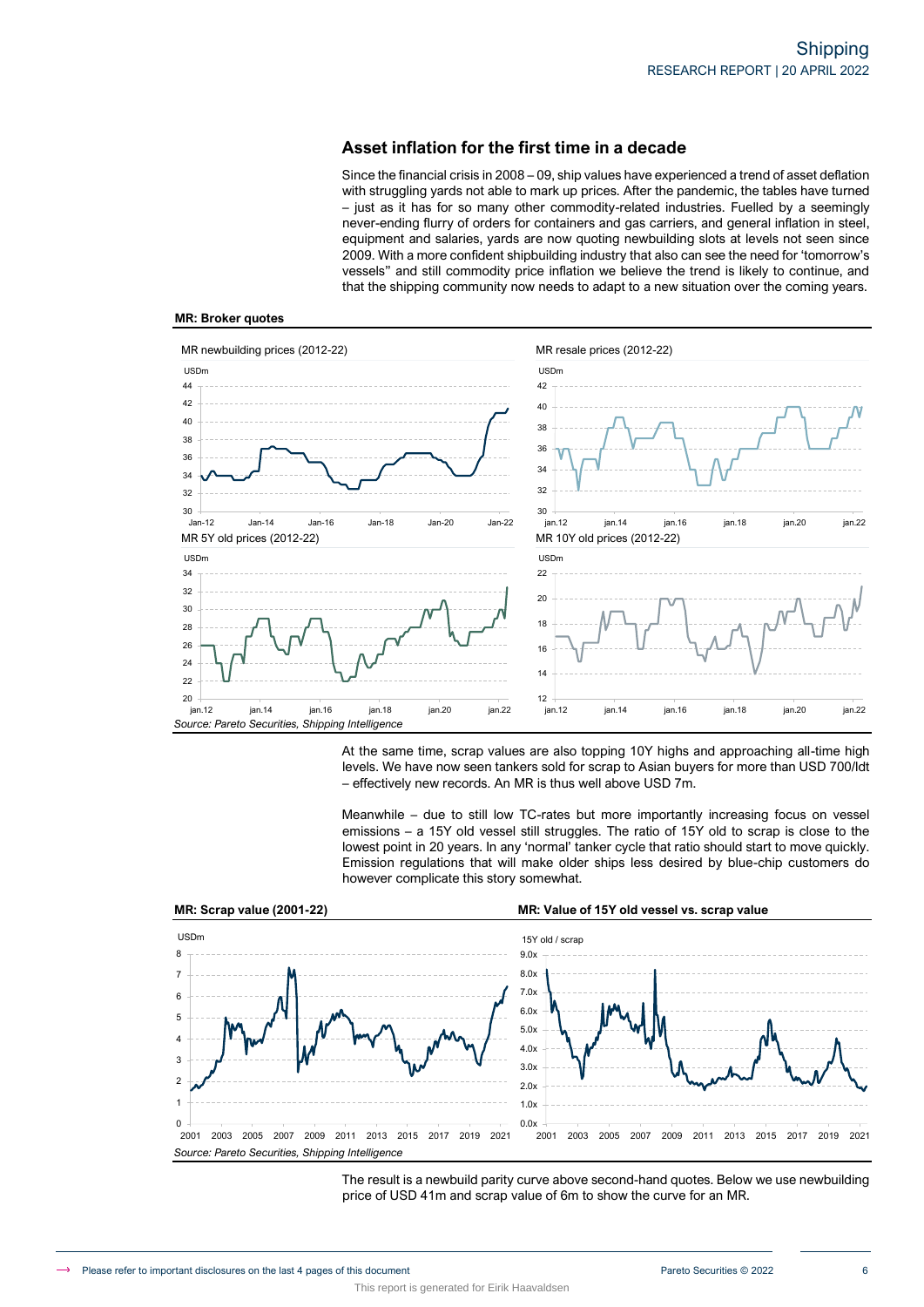## Asset inflation for the first time in a decade

Since the financial crisis in 2008 – 09, ship values have experienced a trend of asset deflation with struggling yards not able to mark up prices. After the pandemic, the tables have turned – just as it has for so many other commodity-related industries. Fuelled by a seemingly never-ending flurry of orders for containers and gas carriers, and general inflation in steel, equipment and salaries, yards are now quoting newbuilding slots at levels not seen since 2009. With a more confident shipbuilding industry that also can see the need for 'tomorrow's vessels" and still commodity price inflation we believe the trend is likely to continue, and that the shipping community now needs to adapt to a new situation over the coming years.

**MR: Broker quotes**

MR newbuilding prices (2012-22)

USDm

44
42
40
38
36
34
32
30

Jan-12 Jan-14 Jan-16 Jan-18 Jan-20 Jan-22

MR resale prices (2012-22)

USDm

42
40
38
36
34
32
30

jan.12 jan.14 jan.16 jan.18 jan.20 jan.22

MR 5Y old prices (2012-22)

USDm

34
32
30
28
26
24
22
20

jan.12 jan.14 jan.16 jan.18 jan.20 jan.22

MR 10Y old prices (2012-22)

USDm

22
20
18
16
14
12

jan.12 jan.14 jan.16 jan.18 jan.20 jan.22

*Source: Pareto Securities, Shipping Intelligence*

At the same time, scrap values are also topping 10Y highs and approaching all-time high levels. We have now seen tankers sold for scrap to Asian buyers for more than USD 700/ldt – effectively new records. An MR is thus well above USD 7m.

Meanwhile – due to still low TC-rates but more importantly increasing focus on vessel emissions – a 15Y old vessel still struggles. The ratio of 15Y old to scrap is close to the lowest point in 20 years. In any 'normal' tanker cycle that ratio should start to move quickly. Emission regulations that will make older ships less desired by blue-chip customers do however complicate this story somewhat.

**MR: Scrap value (2001-22)**

USDm

8
7
6
5
4
3
2
1
0

2001 2003 2005 2007 2009 2011 2013 2015 2017 2019 2021

**MR: Value of 15Y old vessel vs. scrap value**

15Y old / scrap

9.0x
8.0x
7.0x
6.0x
5.0x
4.0x
3.0x
2.0x
1.0x
0.0x

2001 2003 2005 2007 2009 2011 2013 2015 2017 2019 2021

*Source: Pareto Securities, Shipping Intelligence*

The result is a newbuild parity curve above second-hand quotes. Below we use newbuilding price of USD 41m and scrap value of 6m to show the curve for an MR.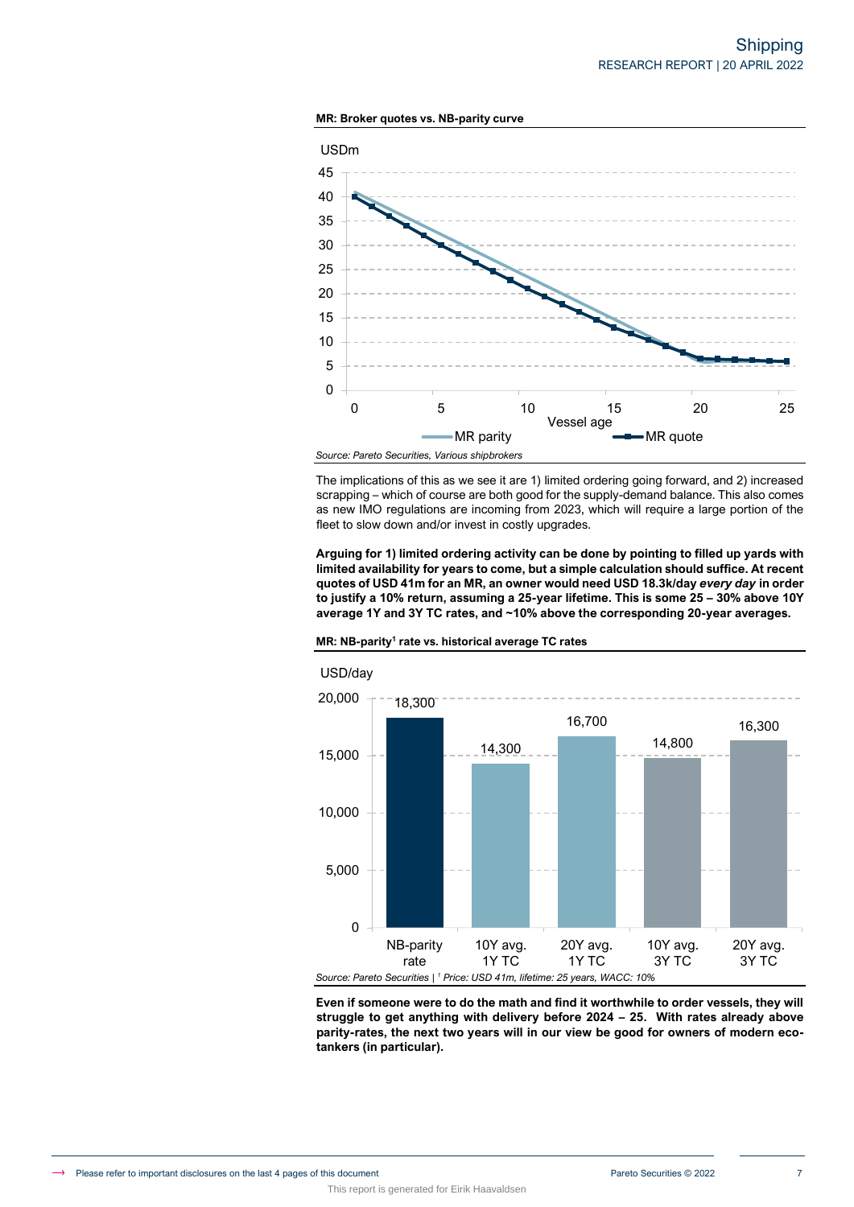**MR: Broker quotes vs. NB-parity curve**

USDm

45
40
35
30
25
20
15
10
5
0

0
5
10
15
20
25

Vessel age

MR parity
MR quote

*Source: Pareto Securities, Various shipbrokers*

The implications of this as we see it are 1) limited ordering going forward, and 2) increased scrapping – which of course are both good for the supply-demand balance. This also comes as new IMO regulations are incoming from 2023, which will require a large portion of the fleet to slow down and/or invest in costly upgrades.

**Arguing for 1) limited ordering activity can be done by pointing to filled up yards with limited availability for years to come, but a simple calculation should suffice. At recent quotes of USD 41m for an MR, an owner would need USD 18.3k/day *every day* in order to justify a 10% return, assuming a 25-year lifetime. This is some 25 – 30% above 10Y average 1Y and 3Y TC rates, and ~10% above the corresponding 20-year averages.**

**MR: NB-parity[1] rate vs. historical average TC rates**

USD/day

20,000
15,000
10,000
5,000
0

18,300
14,300
16,700
14,800
16,300

NB-parity rate
10Y avg. 1Y TC
20Y avg. 1Y TC
10Y avg. 3Y TC
20Y avg. 3Y TC

*Source: Pareto Securities | [1] Price: USD 41m, lifetime: 25 years, WACC: 10%*

**Even if someone were to do the math and find it worthwhile to order vessels, they will struggle to get anything with delivery before 2024 – 25. With rates already above parity-rates, the next two years will in our view be good for owners of modern eco-tankers (in particular).**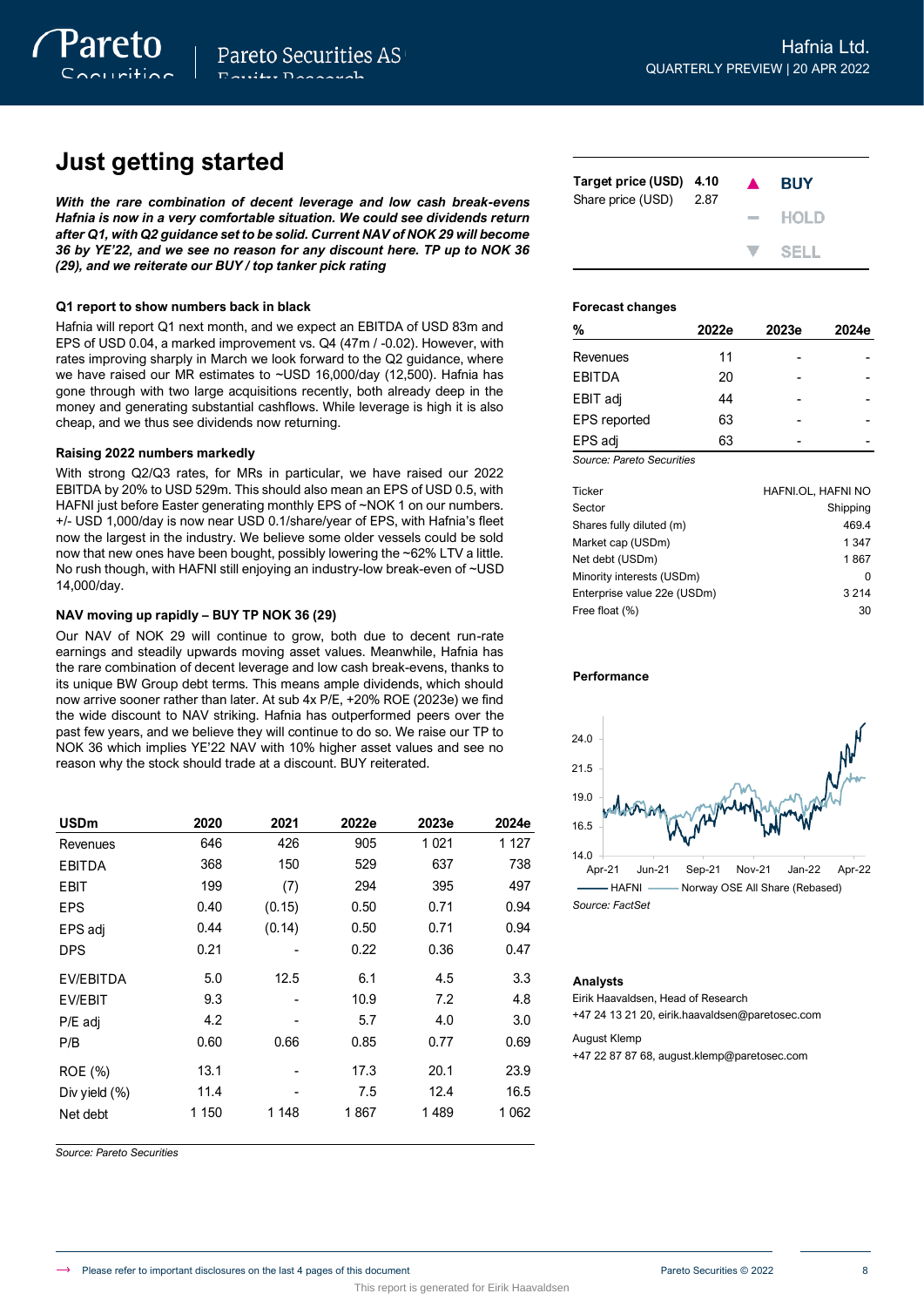Hafnia Ltd.

QUARTERLY PREVIEW | 20 APR 2022

# Just getting started

***With the rare combination of decent leverage and low cash break-evens Hafnia is now in a very comfortable situation. We could see dividends return after Q1, with Q2 guidance set to be solid. Current NAV of NOK 29 will become 36 by YE'22, and we see no reason for any discount here. TP up to NOK 36 (29), and we reiterate our BUY / top tanker pick rating***

### Q1 report to show numbers back in black

Hafnia will report Q1 next month, and we expect an EBITDA of USD 83m and EPS of USD 0.04, a marked improvement vs. Q4 (47m / -0.02). However, with rates improving sharply in March we look forward to the Q2 guidance, where we have raised our MR estimates to ~USD 16,000/day (12,500). Hafnia has gone through with two large acquisitions recently, both already deep in the money and generating substantial cashflows. While leverage is high it is also cheap, and we thus see dividends now returning.

### Raising 2022 numbers markedly

With strong Q2/Q3 rates, for MRs in particular, we have raised our 2022 EBITDA by 20% to USD 529m. This should also mean an EPS of USD 0.5, with HAFNI just before Easter generating monthly EPS of ~NOK 1 on our numbers. +/- USD 1,000/day is now near USD 0.1/share/year of EPS, with Hafnia's fleet now the largest in the industry. We believe some older vessels could be sold now that new ones have been bought, possibly lowering the ~62% LTV a little. No rush though, with HAFNI still enjoying an industry-low break-even of ~USD 14,000/day.

### NAV moving up rapidly – BUY TP NOK 36 (29)

Our NAV of NOK 29 will continue to grow, both due to decent run-rate earnings and steadily upwards moving asset values. Meanwhile, Hafnia has the rare combination of decent leverage and low cash break-evens, thanks to its unique BW Group debt terms. This means ample dividends, which should now arrive sooner rather than later. At sub 4x P/E, +20% ROE (2023e) we find the wide discount to NAV striking. Hafnia has outperformed peers over the past few years, and we believe they will continue to do so. We raise our TP to NOK 36 which implies YE'22 NAV with 10% higher asset values and see no reason why the stock should trade at a discount. BUY reiterated.

| USDm | 2020 | 2021 | 2022e | 2023e | 2024e |
|---|---|---|---|---|---|
| Revenues | 646 | 426 | 905 | 1 021 | 1 127 |
| EBITDA | 368 | 150 | 529 | 637 | 738 |
| EBIT | 199 | (7) | 294 | 395 | 497 |
| EPS | 0.40 | (0.15) | 0.50 | 0.71 | 0.94 |
| EPS adj | 0.44 | (0.14) | 0.50 | 0.71 | 0.94 |
| DPS | 0.21 | - | 0.22 | 0.36 | 0.47 |
| EV/EBITDA | 5.0 | 12.5 | 6.1 | 4.5 | 3.3 |
| EV/EBIT | 9.3 | - | 10.9 | 7.2 | 4.8 |
| P/E adj | 4.2 | - | 5.7 | 4.0 | 3.0 |
| P/B | 0.60 | 0.66 | 0.85 | 0.77 | 0.69 |
| ROE (%) | 13.1 | - | 17.3 | 20.1 | 23.9 |
| Div yield (%) | 11.4 | - | 7.5 | 12.4 | 16.5 |
| Net debt | 1 150 | 1 148 | 1 867 | 1 489 | 1 062 |

*Source: Pareto Securities*

| | |
|---|---|
| Target price (USD) | 4.10 |
| Share price (USD) | 2.87 |

**BUY** HOLD SELL

### Forecast changes

| % | 2022e | 2023e | 2024e |
|---|---|---|---|
| Revenues | 11 | - | - |
| EBITDA | 20 | - | - |
| EBIT adj | 44 | - | - |
| EPS reported | 63 | - | - |
| EPS adj | 63 | - | - |

*Source: Pareto Securities*

| | |
|---|---|
| Ticker | HAFNI.OL, HAFNI NO |
| Sector | Shipping |
| Shares fully diluted (m) | 469.4 |
| Market cap (USDm) | 1 347 |
| Net debt (USDm) | 1 867 |
| Minority interests (USDm) | 0 |
| Enterprise value 22e (USDm) | 3 214 |
| Free float (%) | 30 |

### Performance

24.0
21.5
19.0
16.5
14.0
Apr-21 Jun-21 Sep-21 Nov-21 Jan-22 Apr-22
HAFNI — Norway OSE All Share (Rebased)

*Source: FactSet*

### Analysts

Eirik Haavaldsen, Head of Research
+47 24 13 21 20, eirik.haavaldsen@paretosec.com

August Klemp
+47 22 87 87 68, august.klemp@paretosec.com

Please refer to important disclosures on the last 4 pages of this document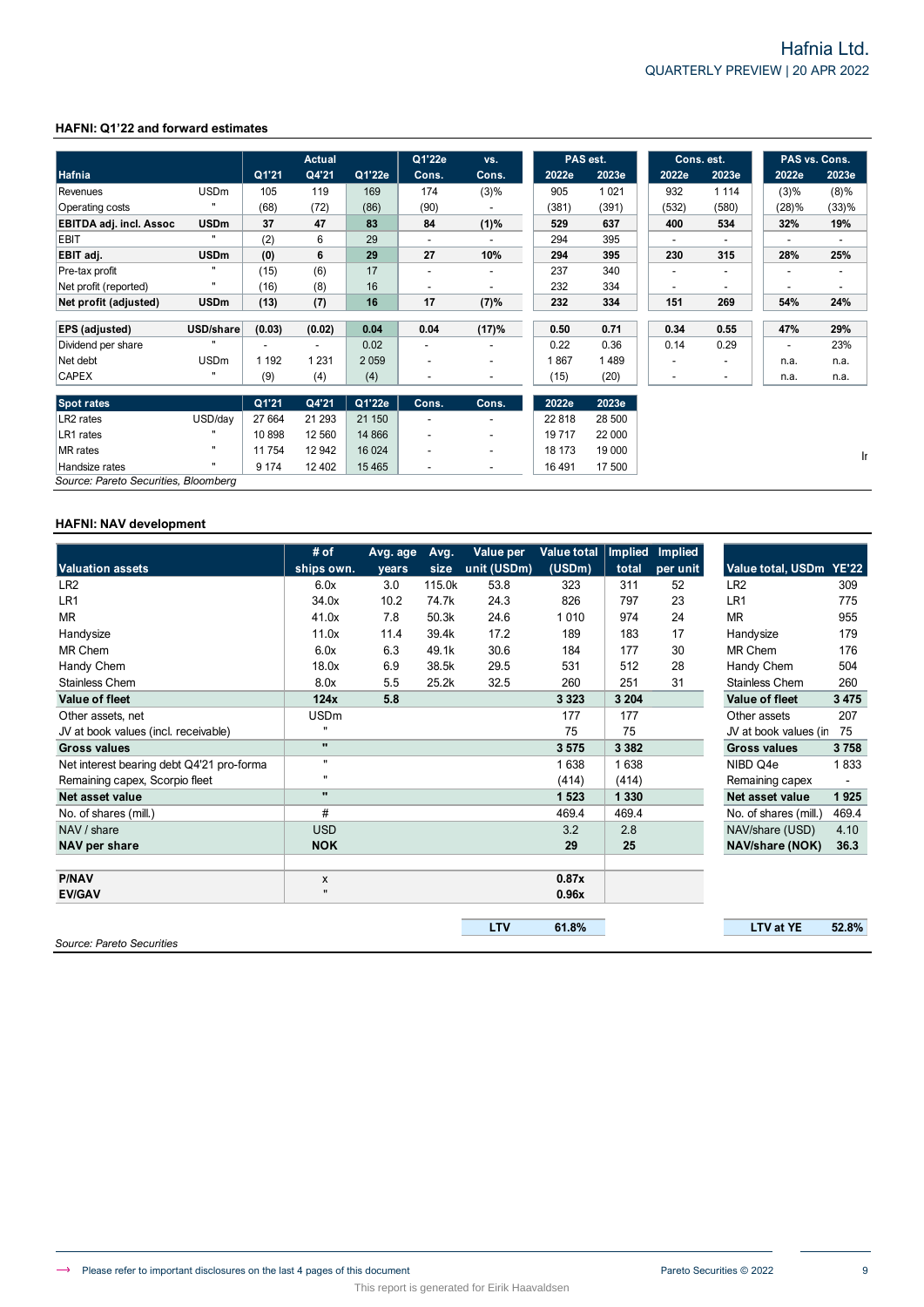### HAFNI: Q1'22 and forward estimates

| Hafnia | | Actual Q1'21 | Q4'21 | Q1'22e | Q1'22e Cons. | vs. Cons. | PAS est. 2022e | 2023e | Cons. est. 2022e | 2023e | PAS vs. Cons. 2022e | 2023e |
|---|---|---|---|---|---|---|---|---|---|---|---|---|
| Revenues | USDm | 105 | 119 | 169 | 174 | (3)% | 905 | 1 021 | 932 | 1 114 | (3)% | (8)% |
| Operating costs | " | (68) | (72) | (86) | (90) | - | (381) | (391) | (532) | (580) | (28)% | (33)% |
| **EBITDA adj. incl. Assoc** | **USDm** | **37** | **47** | **83** | **84** | **(1)%** | **529** | **637** | **400** | **534** | **32%** | **19%** |
| EBIT | " | (2) | 6 | 29 | - | - | 294 | 395 | - | - | - | - |
| **EBIT adj.** | **USDm** | **(0)** | **6** | **29** | **27** | **10%** | **294** | **395** | **230** | **315** | **28%** | **25%** |
| Pre-tax profit | " | (15) | (6) | 17 | - | - | 237 | 340 | - | - | - | - |
| Net profit (reported) | " | (16) | (8) | 16 | - | - | 232 | 334 | - | - | - | - |
| **Net profit (adjusted)** | **USDm** | **(13)** | **(7)** | **16** | **17** | **(7)%** | **232** | **334** | **151** | **269** | **54%** | **24%** |
| | | | | | | | | | | | | |
| **EPS (adjusted)** | **USD/share** | **(0.03)** | **(0.02)** | **0.04** | **0.04** | **(17)%** | **0.50** | **0.71** | **0.34** | **0.55** | **47%** | **29%** |
| Dividend per share | " | - | - | 0.02 | - | - | 0.22 | 0.36 | 0.14 | 0.29 | - | 23% |
| Net debt | USDm | 1 192 | 1 231 | 2 059 | - | - | 1 867 | 1 489 | - | - | n.a. | n.a. |
| CAPEX | " | (9) | (4) | (4) | - | - | (15) | (20) | - | - | n.a. | n.a. |

| Spot rates | | Q1'21 | Q4'21 | Q1'22e | Cons. | Cons. | 2022e | 2023e |
|---|---|---|---|---|---|---|---|---|
| LR2 rates | USD/day | 27 664 | 21 293 | 21 150 | - | - | 22 818 | 28 500 |
| LR1 rates | " | 10 898 | 12 560 | 14 866 | - | - | 19 717 | 22 000 |
| MR rates | " | 11 754 | 12 942 | 16 024 | - | - | 18 173 | 19 000 |
| Handsize rates | " | 9 174 | 12 402 | 15 465 | - | - | 16 491 | 17 500 |

*Source: Pareto Securities, Bloomberg*

### HAFNI: NAV development

| Valuation assets | # of ships own. | Avg. age years | Avg. size | Value per unit (USDm) | Value total (USDm) | Implied total | Implied per unit |
|---|---|---|---|---|---|---|---|
| LR2 | 6.0x | 3.0 | 115.0k | 53.8 | 323 | 311 | 52 |
| LR1 | 34.0x | 10.2 | 74.7k | 24.3 | 826 | 797 | 23 |
| MR | 41.0x | 7.8 | 50.3k | 24.6 | 1 010 | 974 | 24 |
| Handysize | 11.0x | 11.4 | 39.4k | 17.2 | 189 | 183 | 17 |
| MR Chem | 6.0x | 6.3 | 49.1k | 30.6 | 184 | 177 | 30 |
| Handy Chem | 18.0x | 6.9 | 38.5k | 29.5 | 531 | 512 | 28 |
| Stainless Chem | 8.0x | 5.5 | 25.2k | 32.5 | 260 | 251 | 31 |
| **Value of fleet** | **124x** | **5.8** | | | **3 323** | **3 204** | |
| Other assets, net | USDm | | | | 177 | 177 | |
| JV at book values (incl. receivable) | " | | | | 75 | 75 | |
| **Gross values** | **"** | | | | **3 575** | **3 382** | |
| Net interest bearing debt Q4'21 pro-forma | " | | | | 1 638 | 1 638 | |
| Remaining capex, Scorpio fleet | " | | | | (414) | (414) | |
| **Net asset value** | **"** | | | | **1 523** | **1 330** | |
| No. of shares (mill.) | # | | | | 469.4 | 469.4 | |
| NAV / share | USD | | | | 3.2 | 2.8 | |
| **NAV per share** | **NOK** | | | | **29** | **25** | |
| | | | | | | | |
| **P/NAV** | x | | | | **0.87x** | | |
| **EV/GAV** | " | | | | **0.96x** | | |
| | | | | **LTV** | **61.8%** | | |

| Value total, USDm | YE'22 |
|---|---|
| LR2 | 309 |
| LR1 | 775 |
| MR | 955 |
| Handysize | 179 |
| MR Chem | 176 |
| Handy Chem | 504 |
| Stainless Chem | 260 |
| **Value of fleet** | **3 475** |
| Other assets | 207 |
| JV at book values (in | 75 |
| **Gross values** | **3 758** |
| NIBD Q4e | 1 833 |
| Remaining capex | - |
| **Net asset value** | **1 925** |
| No. of shares (mill.) | 469.4 |
| NAV/share (USD) | 4.10 |
| **NAV/share (NOK)** | **36.3** |
| | |
| **LTV at YE** | **52.8%** |

*Source: Pareto Securities*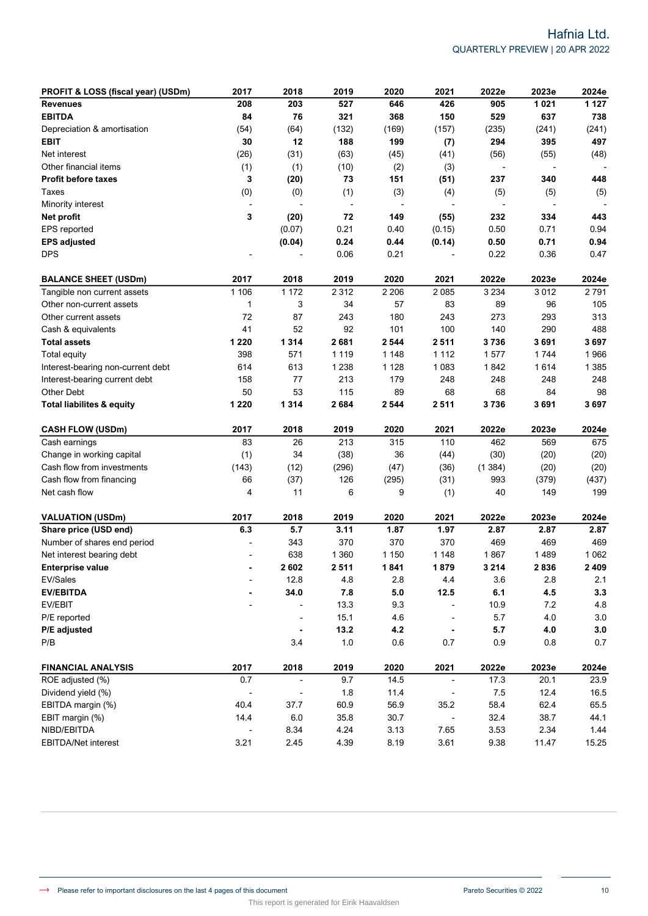| PROFIT & LOSS (fiscal year) (USDm) | 2017 | 2018 | 2019 | 2020 | 2021 | 2022e | 2023e | 2024e |
|---|---|---|---|---|---|---|---|---|
| **Revenues** | **208** | **203** | **527** | **646** | **426** | **905** | **1 021** | **1 127** |
| **EBITDA** | **84** | **76** | **321** | **368** | **150** | **529** | **637** | **738** |
| Depreciation & amortisation | (54) | (64) | (132) | (169) | (157) | (235) | (241) | (241) |
| **EBIT** | **30** | **12** | **188** | **199** | **(7)** | **294** | **395** | **497** |
| Net interest | (26) | (31) | (63) | (45) | (41) | (56) | (55) | (48) |
| Other financial items | (1) | (1) | (10) | (2) | (3) | - | - | - |
| **Profit before taxes** | **3** | **(20)** | **73** | **151** | **(51)** | **237** | **340** | **448** |
| Taxes | (0) | (0) | (1) | (3) | (4) | (5) | (5) | (5) |
| Minority interest | - | - | - | - | - | - | - | - |
| **Net profit** | **3** | **(20)** | **72** | **149** | **(55)** | **232** | **334** | **443** |
| EPS reported | | (0.07) | 0.21 | 0.40 | (0.15) | 0.50 | 0.71 | 0.94 |
| **EPS adjusted** | | **(0.04)** | **0.24** | **0.44** | **(0.14)** | **0.50** | **0.71** | **0.94** |
| DPS | - | - | 0.06 | 0.21 | - | 0.22 | 0.36 | 0.47 |

| BALANCE SHEET (USDm) | 2017 | 2018 | 2019 | 2020 | 2021 | 2022e | 2023e | 2024e |
|---|---|---|---|---|---|---|---|---|
| Tangible non current assets | 1 106 | 1 172 | 2 312 | 2 206 | 2 085 | 3 234 | 3 012 | 2 791 |
| Other non-current assets | 1 | 3 | 34 | 57 | 83 | 89 | 96 | 105 |
| Other current assets | 72 | 87 | 243 | 180 | 243 | 273 | 293 | 313 |
| Cash & equivalents | 41 | 52 | 92 | 101 | 100 | 140 | 290 | 488 |
| **Total assets** | **1 220** | **1 314** | **2 681** | **2 544** | **2 511** | **3 736** | **3 691** | **3 697** |
| Total equity | 398 | 571 | 1 119 | 1 148 | 1 112 | 1 577 | 1 744 | 1 966 |
| Interest-bearing non-current debt | 614 | 613 | 1 238 | 1 128 | 1 083 | 1 842 | 1 614 | 1 385 |
| Interest-bearing current debt | 158 | 77 | 213 | 179 | 248 | 248 | 248 | 248 |
| Other Debt | 50 | 53 | 115 | 89 | 68 | 68 | 84 | 98 |
| **Total liabilites & equity** | **1 220** | **1 314** | **2 684** | **2 544** | **2 511** | **3 736** | **3 691** | **3 697** |

| CASH FLOW (USDm) | 2017 | 2018 | 2019 | 2020 | 2021 | 2022e | 2023e | 2024e |
|---|---|---|---|---|---|---|---|---|
| Cash earnings | 83 | 26 | 213 | 315 | 110 | 462 | 569 | 675 |
| Change in working capital | (1) | 34 | (38) | 36 | (44) | (30) | (20) | (20) |
| Cash flow from investments | (143) | (12) | (296) | (47) | (36) | (1 384) | (20) | (20) |
| Cash flow from financing | 66 | (37) | 126 | (295) | (31) | 993 | (379) | (437) |
| Net cash flow | 4 | 11 | 6 | 9 | (1) | 40 | 149 | 199 |

| VALUATION (USDm) | 2017 | 2018 | 2019 | 2020 | 2021 | 2022e | 2023e | 2024e |
|---|---|---|---|---|---|---|---|---|
| **Share price (USD end)** | **6.3** | **5.7** | **3.11** | **1.87** | **1.97** | **2.87** | **2.87** | **2.87** |
| Number of shares end period | - | 343 | 370 | 370 | 370 | 469 | 469 | 469 |
| Net interest bearing debt | - | 638 | 1 360 | 1 150 | 1 148 | 1 867 | 1 489 | 1 062 |
| **Enterprise value** | **-** | **2 602** | **2 511** | **1 841** | **1 879** | **3 214** | **2 836** | **2 409** |
| EV/Sales | - | 12.8 | 4.8 | 2.8 | 4.4 | 3.6 | 2.8 | 2.1 |
| **EV/EBITDA** | **-** | **34.0** | **7.8** | **5.0** | **12.5** | **6.1** | **4.5** | **3.3** |
| EV/EBIT | - | - | 13.3 | 9.3 | - | 10.9 | 7.2 | 4.8 |
| P/E reported | | - | 15.1 | 4.6 | - | 5.7 | 4.0 | 3.0 |
| **P/E adjusted** | | **-** | **13.2** | **4.2** | **-** | **5.7** | **4.0** | **3.0** |
| P/B | | 3.4 | 1.0 | 0.6 | 0.7 | 0.9 | 0.8 | 0.7 |

| FINANCIAL ANALYSIS | 2017 | 2018 | 2019 | 2020 | 2021 | 2022e | 2023e | 2024e |
|---|---|---|---|---|---|---|---|---|
| ROE adjusted (%) | 0.7 | - | 9.7 | 14.5 | - | 17.3 | 20.1 | 23.9 |
| Dividend yield (%) | - | - | 1.8 | 11.4 | - | 7.5 | 12.4 | 16.5 |
| EBITDA margin (%) | 40.4 | 37.7 | 60.9 | 56.9 | 35.2 | 58.4 | 62.4 | 65.5 |
| EBIT margin (%) | 14.4 | 6.0 | 35.8 | 30.7 | - | 32.4 | 38.7 | 44.1 |
| NIBD/EBITDA | - | 8.34 | 4.24 | 3.13 | 7.65 | 3.53 | 2.34 | 1.44 |
| EBITDA/Net interest | 3.21 | 2.45 | 4.39 | 8.19 | 3.61 | 9.38 | 11.47 | 15.25 |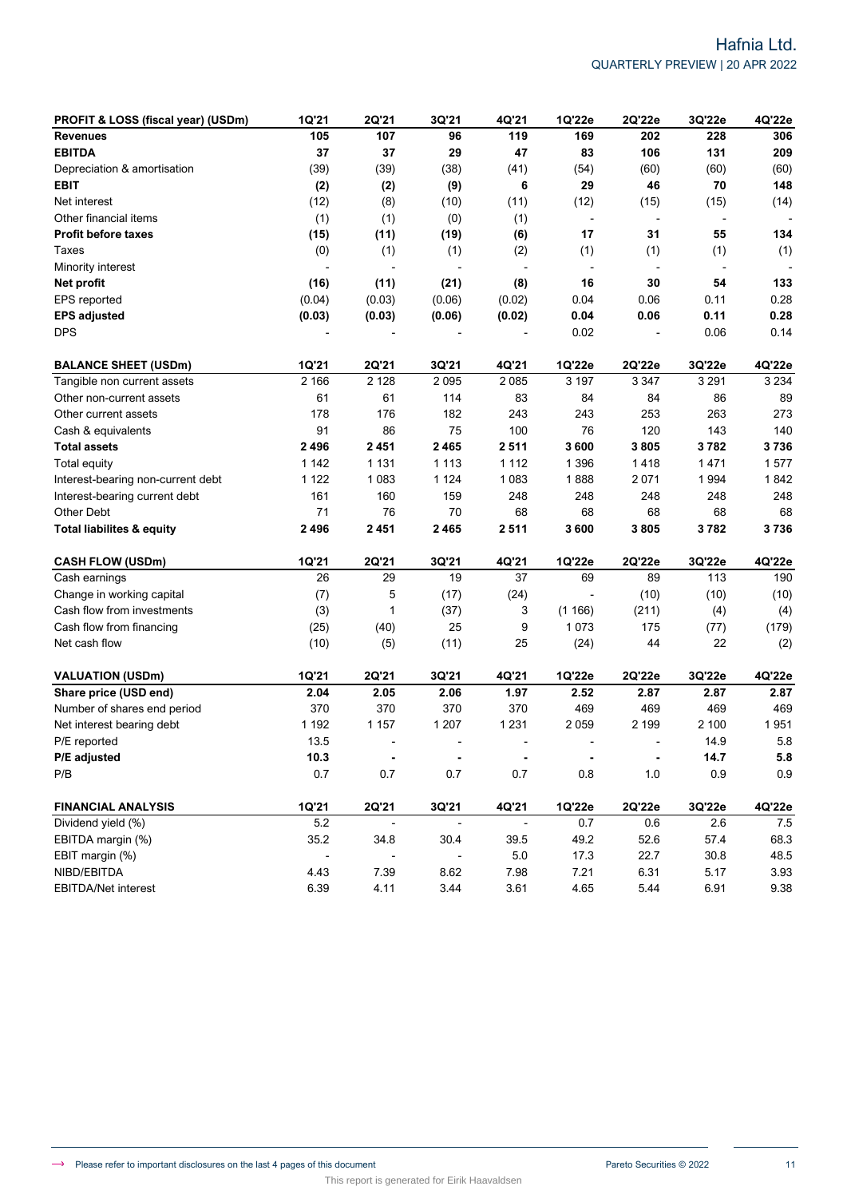| PROFIT & LOSS (fiscal year) (USDm) | 1Q'21 | 2Q'21 | 3Q'21 | 4Q'21 | 1Q'22e | 2Q'22e | 3Q'22e | 4Q'22e |
|---|---|---|---|---|---|---|---|---|
| **Revenues** | **105** | **107** | **96** | **119** | **169** | **202** | **228** | **306** |
| **EBITDA** | **37** | **37** | **29** | **47** | **83** | **106** | **131** | **209** |
| Depreciation & amortisation | (39) | (39) | (38) | (41) | (54) | (60) | (60) | (60) |
| **EBIT** | **(2)** | **(2)** | **(9)** | **6** | **29** | **46** | **70** | **148** |
| Net interest | (12) | (8) | (10) | (11) | (12) | (15) | (15) | (14) |
| Other financial items | (1) | (1) | (0) | (1) | - | - | - | - |
| **Profit before taxes** | **(15)** | **(11)** | **(19)** | **(6)** | **17** | **31** | **55** | **134** |
| Taxes | (0) | (1) | (1) | (2) | (1) | (1) | (1) | (1) |
| Minority interest | - | - | - | - | - | - | - | - |
| **Net profit** | **(16)** | **(11)** | **(21)** | **(8)** | **16** | **30** | **54** | **133** |
| EPS reported | (0.04) | (0.03) | (0.06) | (0.02) | 0.04 | 0.06 | 0.11 | 0.28 |
| **EPS adjusted** | **(0.03)** | **(0.03)** | **(0.06)** | **(0.02)** | **0.04** | **0.06** | **0.11** | **0.28** |
| DPS | - | - | - | - | 0.02 | - | 0.06 | 0.14 |

| BALANCE SHEET (USDm) | 1Q'21 | 2Q'21 | 3Q'21 | 4Q'21 | 1Q'22e | 2Q'22e | 3Q'22e | 4Q'22e |
|---|---|---|---|---|---|---|---|---|
| Tangible non current assets | 2 166 | 2 128 | 2 095 | 2 085 | 3 197 | 3 347 | 3 291 | 3 234 |
| Other non-current assets | 61 | 61 | 114 | 83 | 84 | 84 | 86 | 89 |
| Other current assets | 178 | 176 | 182 | 243 | 243 | 253 | 263 | 273 |
| Cash & equivalents | 91 | 86 | 75 | 100 | 76 | 120 | 143 | 140 |
| **Total assets** | **2 496** | **2 451** | **2 465** | **2 511** | **3 600** | **3 805** | **3 782** | **3 736** |
| Total equity | 1 142 | 1 131 | 1 113 | 1 112 | 1 396 | 1 418 | 1 471 | 1 577 |
| Interest-bearing non-current debt | 1 122 | 1 083 | 1 124 | 1 083 | 1 888 | 2 071 | 1 994 | 1 842 |
| Interest-bearing current debt | 161 | 160 | 159 | 248 | 248 | 248 | 248 | 248 |
| Other Debt | 71 | 76 | 70 | 68 | 68 | 68 | 68 | 68 |
| **Total liabilites & equity** | **2 496** | **2 451** | **2 465** | **2 511** | **3 600** | **3 805** | **3 782** | **3 736** |

| CASH FLOW (USDm) | 1Q'21 | 2Q'21 | 3Q'21 | 4Q'21 | 1Q'22e | 2Q'22e | 3Q'22e | 4Q'22e |
|---|---|---|---|---|---|---|---|---|
| Cash earnings | 26 | 29 | 19 | 37 | 69 | 89 | 113 | 190 |
| Change in working capital | (7) | 5 | (17) | (24) | - | (10) | (10) | (10) |
| Cash flow from investments | (3) | 1 | (37) | 3 | (1 166) | (211) | (4) | (4) |
| Cash flow from financing | (25) | (40) | 25 | 9 | 1 073 | 175 | (77) | (179) |
| Net cash flow | (10) | (5) | (11) | 25 | (24) | 44 | 22 | (2) |

| VALUATION (USDm) | 1Q'21 | 2Q'21 | 3Q'21 | 4Q'21 | 1Q'22e | 2Q'22e | 3Q'22e | 4Q'22e |
|---|---|---|---|---|---|---|---|---|
| **Share price (USD end)** | **2.04** | **2.05** | **2.06** | **1.97** | **2.52** | **2.87** | **2.87** | **2.87** |
| Number of shares end period | 370 | 370 | 370 | 370 | 469 | 469 | 469 | 469 |
| Net interest bearing debt | 1 192 | 1 157 | 1 207 | 1 231 | 2 059 | 2 199 | 2 100 | 1 951 |
| P/E reported | 13.5 | - | - | - | - | - | 14.9 | 5.8 |
| **P/E adjusted** | **10.3** | **-** | **-** | **-** | **-** | **-** | **14.7** | **5.8** |
| P/B | 0.7 | 0.7 | 0.7 | 0.7 | 0.8 | 1.0 | 0.9 | 0.9 |

| FINANCIAL ANALYSIS | 1Q'21 | 2Q'21 | 3Q'21 | 4Q'21 | 1Q'22e | 2Q'22e | 3Q'22e | 4Q'22e |
|---|---|---|---|---|---|---|---|---|
| Dividend yield (%) | 5.2 | - | - | - | 0.7 | 0.6 | 2.6 | 7.5 |
| EBITDA margin (%) | 35.2 | 34.8 | 30.4 | 39.5 | 49.2 | 52.6 | 57.4 | 68.3 |
| EBIT margin (%) | - | - | - | 5.0 | 17.3 | 22.7 | 30.8 | 48.5 |
| NIBD/EBITDA | 4.43 | 7.39 | 8.62 | 7.98 | 7.21 | 6.31 | 5.17 | 3.93 |
| EBITDA/Net interest | 6.39 | 4.11 | 3.44 | 3.61 | 4.65 | 5.44 | 6.91 | 9.38 |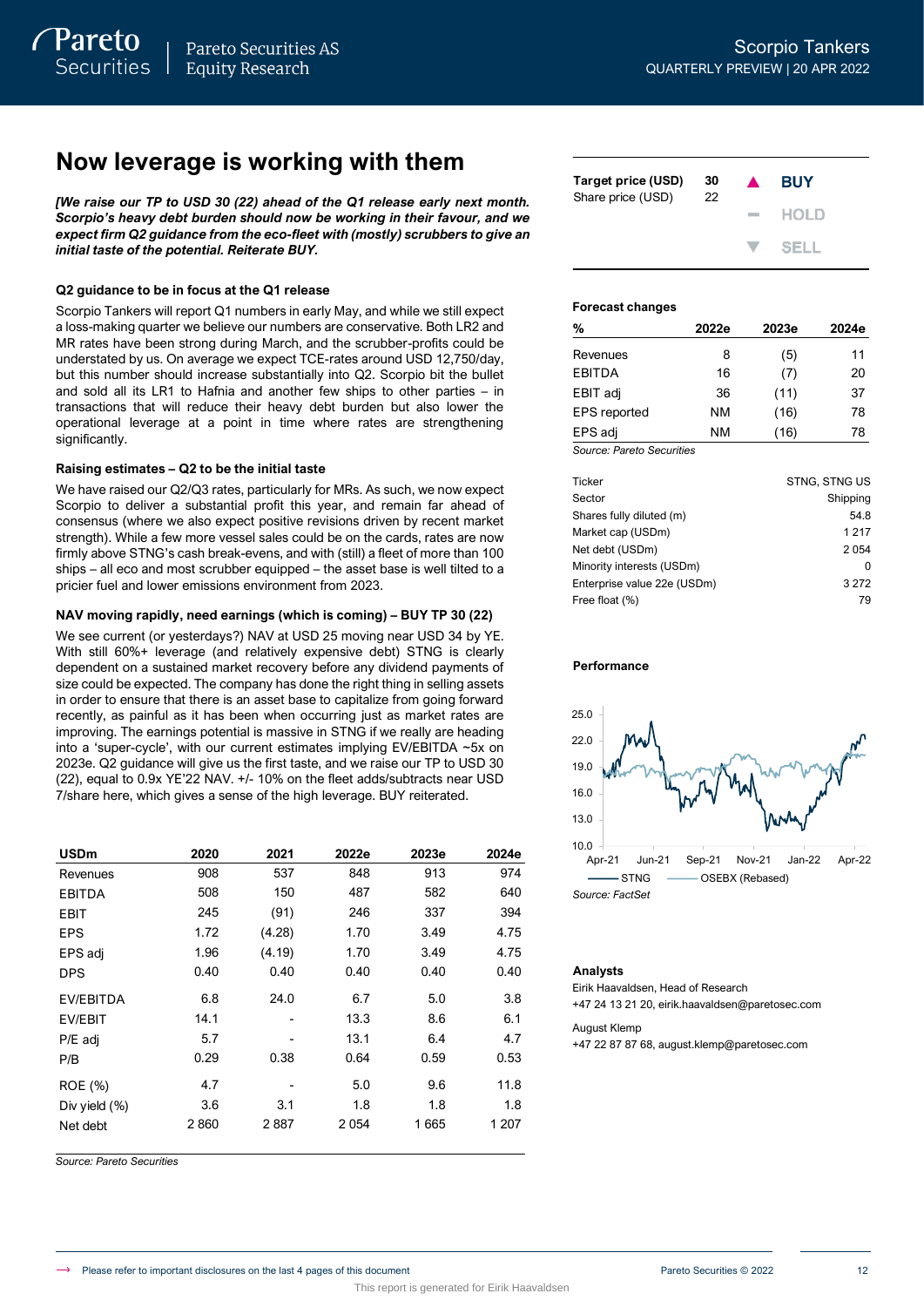# Now leverage is working with them

***[We raise our TP to USD 30 (22) ahead of the Q1 release early next month. Scorpio's heavy debt burden should now be working in their favour, and we expect firm Q2 guidance from the eco-fleet with (mostly) scrubbers to give an initial taste of the potential. Reiterate BUY.***

**Q2 guidance to be in focus at the Q1 release**

Scorpio Tankers will report Q1 numbers in early May, and while we still expect a loss-making quarter we believe our numbers are conservative. Both LR2 and MR rates have been strong during March, and the scrubber-profits could be understated by us. On average we expect TCE-rates around USD 12,750/day, but this number should increase substantially into Q2. Scorpio bit the bullet and sold all its LR1 to Hafnia and another few ships to other parties – in transactions that will reduce their heavy debt burden but also lower the operational leverage at a point in time where rates are strengthening significantly.

**Raising estimates – Q2 to be the initial taste**

We have raised our Q2/Q3 rates, particularly for MRs. As such, we now expect Scorpio to deliver a substantial profit this year, and remain far ahead of consensus (where we also expect positive revisions driven by recent market strength). While a few more vessel sales could be on the cards, rates are now firmly above STNG's cash break-evens, and with (still) a fleet of more than 100 ships – all eco and most scrubber equipped – the asset base is well tilted to a pricier fuel and lower emissions environment from 2023.

**NAV moving rapidly, need earnings (which is coming) – BUY TP 30 (22)**

We see current (or yesterdays?) NAV at USD 25 moving near USD 34 by YE. With still 60%+ leverage (and relatively expensive debt) STNG is clearly dependent on a sustained market recovery before any dividend payments of size could be expected. The company has done the right thing in selling assets in order to ensure that there is an asset base to capitalize from going forward recently, as painful as it has been when occurring just as market rates are improving. The earnings potential is massive in STNG if we really are heading into a 'super-cycle', with our current estimates implying EV/EBITDA ~5x on 2023e. Q2 guidance will give us the first taste, and we raise our TP to USD 30 (22), equal to 0.9x YE'22 NAV. +/- 10% on the fleet adds/subtracts near USD 7/share here, which gives a sense of the high leverage. BUY reiterated.

| USDm | 2020 | 2021 | 2022e | 2023e | 2024e |
|---|---|---|---|---|---|
| Revenues | 908 | 537 | 848 | 913 | 974 |
| EBITDA | 508 | 150 | 487 | 582 | 640 |
| EBIT | 245 | (91) | 246 | 337 | 394 |
| EPS | 1.72 | (4.28) | 1.70 | 3.49 | 4.75 |
| EPS adj | 1.96 | (4.19) | 1.70 | 3.49 | 4.75 |
| DPS | 0.40 | 0.40 | 0.40 | 0.40 | 0.40 |
| EV/EBITDA | 6.8 | 24.0 | 6.7 | 5.0 | 3.8 |
| EV/EBIT | 14.1 | - | 13.3 | 8.6 | 6.1 |
| P/E adj | 5.7 | - | 13.1 | 6.4 | 4.7 |
| P/B | 0.29 | 0.38 | 0.64 | 0.59 | 0.53 |
| ROE (%) | 4.7 | - | 5.0 | 9.6 | 11.8 |
| Div yield (%) | 3.6 | 3.1 | 1.8 | 1.8 | 1.8 |
| Net debt | 2 860 | 2 887 | 2 054 | 1 665 | 1 207 |

*Source: Pareto Securities*

| | | | |
|---|---|---|---|
| **Target price (USD)** | **30** | ▲ | **BUY** |
| Share price (USD) | 22 | ▬ | HOLD |
| | | ▼ | SELL |

**Forecast changes**

| % | 2022e | 2023e | 2024e |
|---|---|---|---|
| Revenues | 8 | (5) | 11 |
| EBITDA | 16 | (7) | 20 |
| EBIT adj | 36 | (11) | 37 |
| EPS reported | NM | (16) | 78 |
| EPS adj | NM | (16) | 78 |

*Source: Pareto Securities*

| | |
|---|---|
| Ticker | STNG, STNG US |
| Sector | Shipping |
| Shares fully diluted (m) | 54.8 |
| Market cap (USDm) | 1 217 |
| Net debt (USDm) | 2 054 |
| Minority interests (USDm) | 0 |
| Enterprise value 22e (USDm) | 3 272 |
| Free float (%) | 79 |

**Performance**

25.0
22.0
19.0
16.0
13.0
10.0

Apr-21 Jun-21 Sep-21 Nov-21 Jan-22 Apr-22

STNG — OSEBX (Rebased)

*Source: FactSet*

**Analysts**

Eirik Haavaldsen, Head of Research
+47 24 13 21 20, eirik.haavaldsen@paretosec.com

August Klemp
+47 22 87 87 68, august.klemp@paretosec.com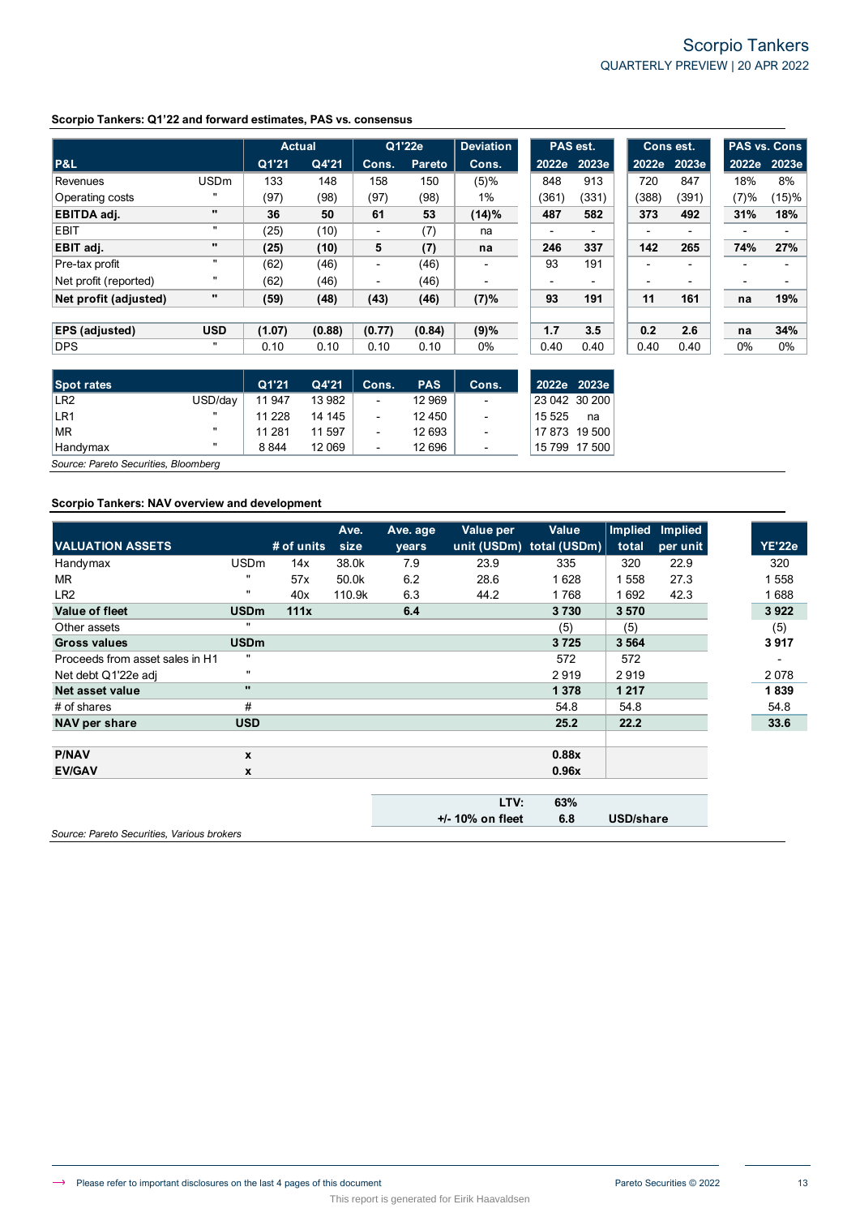### Scorpio Tankers: Q1'22 and forward estimates, PAS vs. consensus

| P&L | | Actual | | Q1'22e | | Deviation | PAS est. | | Cons est. | | PAS vs. Cons | |
|---|---|---|---|---|---|---|---|---|---|---|---|---|
| | | Q1'21 | Q4'21 | Cons. | Pareto | Cons. | 2022e | 2023e | 2022e | 2023e | 2022e | 2023e |
| Revenues | USDm | 133 | 148 | 158 | 150 | (5)% | 848 | 913 | 720 | 847 | 18% | 8% |
| Operating costs | " | (97) | (98) | (97) | (98) | 1% | (361) | (331) | (388) | (391) | (7)% | (15)% |
| **EBITDA adj.** | **"** | **36** | **50** | **61** | **53** | **(14)%** | **487** | **582** | **373** | **492** | **31%** | **18%** |
| EBIT | " | (25) | (10) | - | (7) | na | - | - | - | - | - | - |
| **EBIT adj.** | **"** | **(25)** | **(10)** | **5** | **(7)** | **na** | **246** | **337** | **142** | **265** | **74%** | **27%** |
| Pre-tax profit | " | (62) | (46) | - | (46) | - | 93 | 191 | - | - | - | - |
| Net profit (reported) | " | (62) | (46) | - | (46) | - | - | - | - | - | - | - |
| **Net profit (adjusted)** | **"** | **(59)** | **(48)** | **(43)** | **(46)** | **(7)%** | **93** | **191** | **11** | **161** | **na** | **19%** |
| | | | | | | | | | | | | |
| **EPS (adjusted)** | **USD** | **(1.07)** | **(0.88)** | **(0.77)** | **(0.84)** | **(9)%** | **1.7** | **3.5** | **0.2** | **2.6** | **na** | **34%** |
| DPS | " | 0.10 | 0.10 | 0.10 | 0.10 | 0% | 0.40 | 0.40 | 0.40 | 0.40 | 0% | 0% |

| Spot rates | | Q1'21 | Q4'21 | Cons. | PAS | Cons. | 2022e | 2023e |
|---|---|---|---|---|---|---|---|---|
| LR2 | USD/day | 11 947 | 13 982 | - | 12 969 | - | 23 042 | 30 200 |
| LR1 | " | 11 228 | 14 145 | - | 12 450 | - | 15 525 | na |
| MR | " | 11 281 | 11 597 | - | 12 693 | - | 17 873 | 19 500 |
| Handymax | " | 8 844 | 12 069 | - | 12 696 | - | 15 799 | 17 500 |

*Source: Pareto Securities, Bloomberg*

### Scorpio Tankers: NAV overview and development

| VALUATION ASSETS | | # of units | Ave. size | Ave. age years | Value per unit (USDm) | Value total (USDm) | Implied total | Implied per unit | YE'22e |
|---|---|---|---|---|---|---|---|---|---|
| Handymax | USDm | 14x | 38.0k | 7.9 | 23.9 | 335 | 320 | 22.9 | 320 |
| MR | " | 57x | 50.0k | 6.2 | 28.6 | 1 628 | 1 558 | 27.3 | 1 558 |
| LR2 | " | 40x | 110.9k | 6.3 | 44.2 | 1 768 | 1 692 | 42.3 | 1 688 |
| **Value of fleet** | **USDm** | **111x** | | **6.4** | | **3 730** | **3 570** | | **3 922** |
| Other assets | " | | | | | (5) | (5) | | (5) |
| **Gross values** | **USDm** | | | | | **3 725** | **3 564** | | **3 917** |
| Proceeds from asset sales in H1 | " | | | | | 572 | 572 | | - |
| Net debt Q1'22e adj | " | | | | | 2 919 | 2 919 | | 2 078 |
| **Net asset value** | **"** | | | | | **1 378** | **1 217** | | **1 839** |
| # of shares | # | | | | | 54.8 | 54.8 | | 54.8 |
| **NAV per share** | **USD** | | | | | **25.2** | **22.2** | | **33.6** |
| | | | | | | | | | |
| **P/NAV** | **x** | | | | | **0.88x** | | | |
| **EV/GAV** | **x** | | | | | **0.96x** | | | |
| | | | | | | | | | |
| | | | | | **LTV:** | **63%** | | | |
| | | | | | **+/- 10% on fleet** | **6.8** | **USD/share** | | |

*Source: Pareto Securities, Various brokers*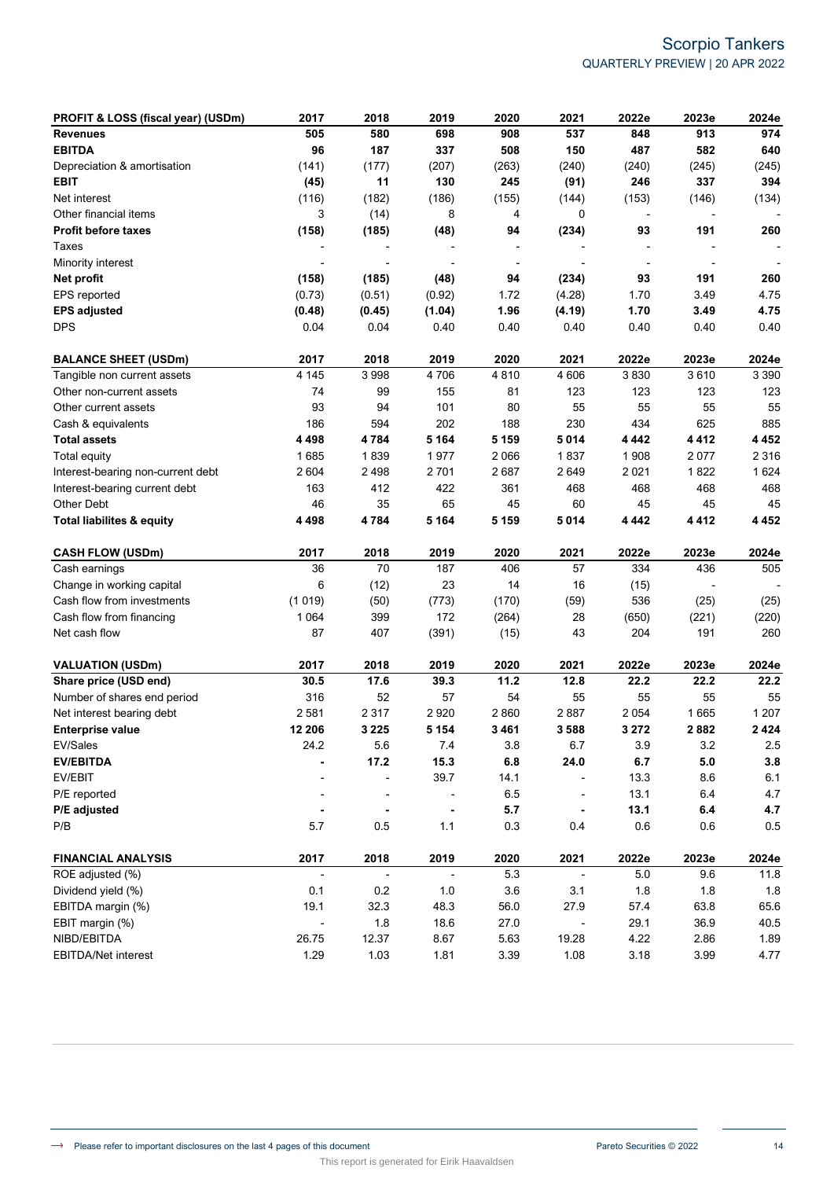| PROFIT & LOSS (fiscal year) (USDm) | 2017 | 2018 | 2019 | 2020 | 2021 | 2022e | 2023e | 2024e |
|---|---|---|---|---|---|---|---|---|
| **Revenues** | **505** | **580** | **698** | **908** | **537** | **848** | **913** | **974** |
| **EBITDA** | **96** | **187** | **337** | **508** | **150** | **487** | **582** | **640** |
| Depreciation & amortisation | (141) | (177) | (207) | (263) | (240) | (240) | (245) | (245) |
| **EBIT** | **(45)** | **11** | **130** | **245** | **(91)** | **246** | **337** | **394** |
| Net interest | (116) | (182) | (186) | (155) | (144) | (153) | (146) | (134) |
| Other financial items | 3 | (14) | 8 | 4 | 0 | - | - | - |
| **Profit before taxes** | **(158)** | **(185)** | **(48)** | **94** | **(234)** | **93** | **191** | **260** |
| Taxes | - | - | - | - | - | - | - | - |
| Minority interest | - | - | - | - | - | - | - | - |
| **Net profit** | **(158)** | **(185)** | **(48)** | **94** | **(234)** | **93** | **191** | **260** |
| EPS reported | (0.73) | (0.51) | (0.92) | 1.72 | (4.28) | 1.70 | 3.49 | 4.75 |
| **EPS adjusted** | **(0.48)** | **(0.45)** | **(1.04)** | **1.96** | **(4.19)** | **1.70** | **3.49** | **4.75** |
| DPS | 0.04 | 0.04 | 0.40 | 0.40 | 0.40 | 0.40 | 0.40 | 0.40 |

| BALANCE SHEET (USDm) | 2017 | 2018 | 2019 | 2020 | 2021 | 2022e | 2023e | 2024e |
|---|---|---|---|---|---|---|---|---|
| Tangible non current assets | 4 145 | 3 998 | 4 706 | 4 810 | 4 606 | 3 830 | 3 610 | 3 390 |
| Other non-current assets | 74 | 99 | 155 | 81 | 123 | 123 | 123 | 123 |
| Other current assets | 93 | 94 | 101 | 80 | 55 | 55 | 55 | 55 |
| Cash & equivalents | 186 | 594 | 202 | 188 | 230 | 434 | 625 | 885 |
| **Total assets** | **4 498** | **4 784** | **5 164** | **5 159** | **5 014** | **4 442** | **4 412** | **4 452** |
| Total equity | 1 685 | 1 839 | 1 977 | 2 066 | 1 837 | 1 908 | 2 077 | 2 316 |
| Interest-bearing non-current debt | 2 604 | 2 498 | 2 701 | 2 687 | 2 649 | 2 021 | 1 822 | 1 624 |
| Interest-bearing current debt | 163 | 412 | 422 | 361 | 468 | 468 | 468 | 468 |
| Other Debt | 46 | 35 | 65 | 45 | 60 | 45 | 45 | 45 |
| **Total liabilites & equity** | **4 498** | **4 784** | **5 164** | **5 159** | **5 014** | **4 442** | **4 412** | **4 452** |

| CASH FLOW (USDm) | 2017 | 2018 | 2019 | 2020 | 2021 | 2022e | 2023e | 2024e |
|---|---|---|---|---|---|---|---|---|
| Cash earnings | 36 | 70 | 187 | 406 | 57 | 334 | 436 | 505 |
| Change in working capital | 6 | (12) | 23 | 14 | 16 | (15) | - | - |
| Cash flow from investments | (1 019) | (50) | (773) | (170) | (59) | 536 | (25) | (25) |
| Cash flow from financing | 1 064 | 399 | 172 | (264) | 28 | (650) | (221) | (220) |
| Net cash flow | 87 | 407 | (391) | (15) | 43 | 204 | 191 | 260 |

| VALUATION (USDm) | 2017 | 2018 | 2019 | 2020 | 2021 | 2022e | 2023e | 2024e |
|---|---|---|---|---|---|---|---|---|
| **Share price (USD end)** | **30.5** | **17.6** | **39.3** | **11.2** | **12.8** | **22.2** | **22.2** | **22.2** |
| Number of shares end period | 316 | 52 | 57 | 54 | 55 | 55 | 55 | 55 |
| Net interest bearing debt | 2 581 | 2 317 | 2 920 | 2 860 | 2 887 | 2 054 | 1 665 | 1 207 |
| **Enterprise value** | **12 206** | **3 225** | **5 154** | **3 461** | **3 588** | **3 272** | **2 882** | **2 424** |
| EV/Sales | 24.2 | 5.6 | 7.4 | 3.8 | 6.7 | 3.9 | 3.2 | 2.5 |
| **EV/EBITDA** | **-** | **17.2** | **15.3** | **6.8** | **24.0** | **6.7** | **5.0** | **3.8** |
| EV/EBIT | - | - | 39.7 | 14.1 | - | 13.3 | 8.6 | 6.1 |
| P/E reported | - | - | - | 6.5 | - | 13.1 | 6.4 | 4.7 |
| **P/E adjusted** | **-** | **-** | **-** | **5.7** | **-** | **13.1** | **6.4** | **4.7** |
| P/B | 5.7 | 0.5 | 1.1 | 0.3 | 0.4 | 0.6 | 0.6 | 0.5 |

| FINANCIAL ANALYSIS | 2017 | 2018 | 2019 | 2020 | 2021 | 2022e | 2023e | 2024e |
|---|---|---|---|---|---|---|---|---|
| ROE adjusted (%) | - | - | - | 5.3 | - | 5.0 | 9.6 | 11.8 |
| Dividend yield (%) | 0.1 | 0.2 | 1.0 | 3.6 | 3.1 | 1.8 | 1.8 | 1.8 |
| EBITDA margin (%) | 19.1 | 32.3 | 48.3 | 56.0 | 27.9 | 57.4 | 63.8 | 65.6 |
| EBIT margin (%) | - | 1.8 | 18.6 | 27.0 | - | 29.1 | 36.9 | 40.5 |
| NIBD/EBITDA | 26.75 | 12.37 | 8.67 | 5.63 | 19.28 | 4.22 | 2.86 | 1.89 |
| EBITDA/Net interest | 1.29 | 1.03 | 1.81 | 3.39 | 1.08 | 3.18 | 3.99 | 4.77 |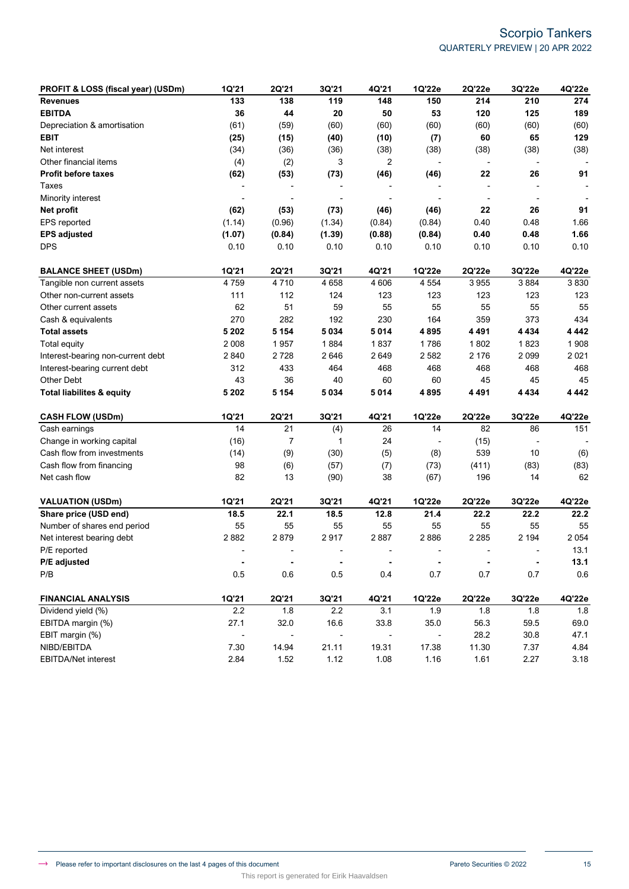| PROFIT & LOSS (fiscal year) (USDm) | 1Q'21 | 2Q'21 | 3Q'21 | 4Q'21 | 1Q'22e | 2Q'22e | 3Q'22e | 4Q'22e |
|---|---|---|---|---|---|---|---|---|
| **Revenues** | **133** | **138** | **119** | **148** | **150** | **214** | **210** | **274** |
| **EBITDA** | **36** | **44** | **20** | **50** | **53** | **120** | **125** | **189** |
| Depreciation & amortisation | (61) | (59) | (60) | (60) | (60) | (60) | (60) | (60) |
| **EBIT** | **(25)** | **(15)** | **(40)** | **(10)** | **(7)** | **60** | **65** | **129** |
| Net interest | (34) | (36) | (36) | (38) | (38) | (38) | (38) | (38) |
| Other financial items | (4) | (2) | 3 | 2 | - | - | - | - |
| **Profit before taxes** | **(62)** | **(53)** | **(73)** | **(46)** | **(46)** | **22** | **26** | **91** |
| Taxes | - | - | - | - | - | - | - | - |
| Minority interest | - | - | - | - | - | - | - | - |
| **Net profit** | **(62)** | **(53)** | **(73)** | **(46)** | **(46)** | **22** | **26** | **91** |
| EPS reported | (1.14) | (0.96) | (1.34) | (0.84) | (0.84) | 0.40 | 0.48 | 1.66 |
| **EPS adjusted** | **(1.07)** | **(0.84)** | **(1.39)** | **(0.88)** | **(0.84)** | **0.40** | **0.48** | **1.66** |
| DPS | 0.10 | 0.10 | 0.10 | 0.10 | 0.10 | 0.10 | 0.10 | 0.10 |

| BALANCE SHEET (USDm) | 1Q'21 | 2Q'21 | 3Q'21 | 4Q'21 | 1Q'22e | 2Q'22e | 3Q'22e | 4Q'22e |
|---|---|---|---|---|---|---|---|---|
| Tangible non current assets | 4 759 | 4 710 | 4 658 | 4 606 | 4 554 | 3 955 | 3 884 | 3 830 |
| Other non-current assets | 111 | 112 | 124 | 123 | 123 | 123 | 123 | 123 |
| Other current assets | 62 | 51 | 59 | 55 | 55 | 55 | 55 | 55 |
| Cash & equivalents | 270 | 282 | 192 | 230 | 164 | 359 | 373 | 434 |
| **Total assets** | **5 202** | **5 154** | **5 034** | **5 014** | **4 895** | **4 491** | **4 434** | **4 442** |
| Total equity | 2 008 | 1 957 | 1 884 | 1 837 | 1 786 | 1 802 | 1 823 | 1 908 |
| Interest-bearing non-current debt | 2 840 | 2 728 | 2 646 | 2 649 | 2 582 | 2 176 | 2 099 | 2 021 |
| Interest-bearing current debt | 312 | 433 | 464 | 468 | 468 | 468 | 468 | 468 |
| Other Debt | 43 | 36 | 40 | 60 | 60 | 45 | 45 | 45 |
| **Total liabilites & equity** | **5 202** | **5 154** | **5 034** | **5 014** | **4 895** | **4 491** | **4 434** | **4 442** |

| CASH FLOW (USDm) | 1Q'21 | 2Q'21 | 3Q'21 | 4Q'21 | 1Q'22e | 2Q'22e | 3Q'22e | 4Q'22e |
|---|---|---|---|---|---|---|---|---|
| Cash earnings | 14 | 21 | (4) | 26 | 14 | 82 | 86 | 151 |
| Change in working capital | (16) | 7 | 1 | 24 | - | (15) | - | - |
| Cash flow from investments | (14) | (9) | (30) | (5) | (8) | 539 | 10 | (6) |
| Cash flow from financing | 98 | (6) | (57) | (7) | (73) | (411) | (83) | (83) |
| Net cash flow | 82 | 13 | (90) | 38 | (67) | 196 | 14 | 62 |

| VALUATION (USDm) | 1Q'21 | 2Q'21 | 3Q'21 | 4Q'21 | 1Q'22e | 2Q'22e | 3Q'22e | 4Q'22e |
|---|---|---|---|---|---|---|---|---|
| **Share price (USD end)** | **18.5** | **22.1** | **18.5** | **12.8** | **21.4** | **22.2** | **22.2** | **22.2** |
| Number of shares end period | 55 | 55 | 55 | 55 | 55 | 55 | 55 | 55 |
| Net interest bearing debt | 2 882 | 2 879 | 2 917 | 2 887 | 2 886 | 2 285 | 2 194 | 2 054 |
| P/E reported | - | - | - | - | - | - | - | 13.1 |
| **P/E adjusted** | **-** | **-** | **-** | **-** | **-** | **-** | **-** | **13.1** |
| P/B | 0.5 | 0.6 | 0.5 | 0.4 | 0.7 | 0.7 | 0.7 | 0.6 |

| FINANCIAL ANALYSIS | 1Q'21 | 2Q'21 | 3Q'21 | 4Q'21 | 1Q'22e | 2Q'22e | 3Q'22e | 4Q'22e |
|---|---|---|---|---|---|---|---|---|
| Dividend yield (%) | 2.2 | 1.8 | 2.2 | 3.1 | 1.9 | 1.8 | 1.8 | 1.8 |
| EBITDA margin (%) | 27.1 | 32.0 | 16.6 | 33.8 | 35.0 | 56.3 | 59.5 | 69.0 |
| EBIT margin (%) | - | - | - | - | - | 28.2 | 30.8 | 47.1 |
| NIBD/EBITDA | 7.30 | 14.94 | 21.11 | 19.31 | 17.38 | 11.30 | 7.37 | 4.84 |
| EBITDA/Net interest | 2.84 | 1.52 | 1.12 | 1.08 | 1.16 | 1.61 | 2.27 | 3.18 |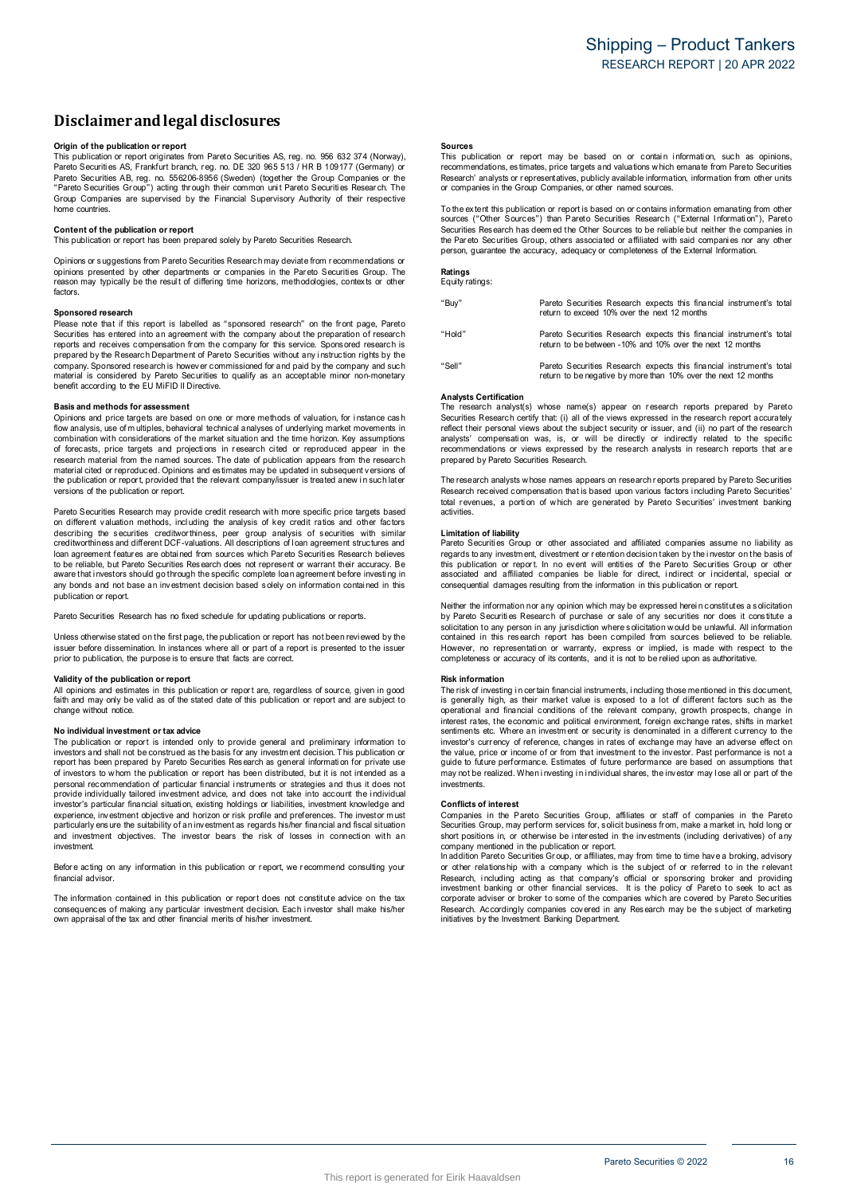# Disclaimer and legal disclosures

**Origin of the publication or report**

This publication or report originates from Pareto Securities AS, reg. no. 956 632 374 (Norway), Pareto Securities AS, Frankfurt branch, reg. no. DE 320 965 513 / HR B 109177 (Germany) or Pareto Securities AB, reg. no. 556206-8956 (Sweden) (together the Group Companies or the "Pareto Securities Group") acting through their common unit Pareto Securities Research. The Group Companies are supervised by the Financial Supervisory Authority of their respective home countries.

**Content of the publication or report**

This publication or report has been prepared solely by Pareto Securities Research.

Opinions or suggestions from Pareto Securities Research may deviate from recommendations or opinions presented by other departments or companies in the Pareto Securities Group. The reason may typically be the result of differing time horizons, methodologies, contexts or other factors.

**Sponsored research**

Please note that if this report is labelled as "sponsored research" on the front page, Pareto Securities has entered into an agreement with the company about the preparation of research reports and receives compensation from the company for this service. Sponsored research is prepared by the Research Department of Pareto Securities without any instruction rights by the company. Sponsored research is however commissioned for and paid by the company and such material is considered by Pareto Securities to qualify as an acceptable minor non-monetary benefit according to the EU MiFID II Directive.

**Basis and methods for assessment**

Opinions and price targets are based on one or more methods of valuation, for instance cash flow analysis, use of multiples, behavioral technical analyses of underlying market movements in combination with considerations of the market situation and the time horizon. Key assumptions of forecasts, price targets and projections in research cited or reproduced appear in the research material from the named sources. The date of publication appears from the research material cited or reproduced. Opinions and estimates may be updated in subsequent versions of the publication or report, provided that the relevant company/issuer is treated anew in such later versions of the publication or report.

Pareto Securities Research may provide credit research with more specific price targets based on different valuation methods, including the analysis of key credit ratios and other factors describing the securities creditworthiness, peer group analysis of securities with similar creditworthiness and different DCF-valuations. All descriptions of loan agreement structures and loan agreement features are obtained from sources which Pareto Securities Research believes to be reliable, but Pareto Securities Research does not represent or warrant their accuracy. Be aware that investors should go through the specific complete loan agreement before investing in any bonds and not base an investment decision based solely on information contained in this publication or report.

Pareto Securities Research has no fixed schedule for updating publications or reports.

Unless otherwise stated on the first page, the publication or report has not been reviewed by the issuer before dissemination. In instances where all or part of a report is presented to the issuer prior to publication, the purpose is to ensure that facts are correct.

**Validity of the publication or report**

All opinions and estimates in this publication or report are, regardless of source, given in good faith and may only be valid as of the stated date of this publication or report and are subject to change without notice.

**No individual investment or tax advice**

The publication or report is intended only to provide general and preliminary information to investors and shall not be construed as the basis for any investment decision. This publication or report has been prepared by Pareto Securities Research as general information for private use of investors to whom the publication or report has been distributed, but it is not intended as a personal recommendation of particular financial instruments or strategies and thus it does not provide individually tailored investment advice, and does not take into account the individual investor's particular financial situation, existing holdings or liabilities, investment knowledge and experience, investment objective and horizon or risk profile and preferences. The investor must particularly ensure the suitability of an investment as regards his/her financial and fiscal situation and investment objectives. The investor bears the risk of losses in connection with an investment.

Before acting on any information in this publication or report, we recommend consulting your financial advisor.

The information contained in this publication or report does not constitute advice on the tax consequences of making any particular investment decision. Each investor shall make his/her own appraisal of the tax and other financial merits of his/her investment.

**Sources**

This publication or report may be based on or contain information, such as opinions, recommendations, estimates, price targets and valuations which emanate from Pareto Securities Research' analysts or representatives, publicly available information, information from other units or companies in the Group Companies, or other named sources.

To the extent this publication or report is based on or contains information emanating from other sources ("Other Sources") than Pareto Securities Research ("External Information"), Pareto Securities Research has deemed the Other Sources to be reliable but neither the companies in the Pareto Securities Group, others associated or affiliated with said companies nor any other person, guarantee the accuracy, adequacy or completeness of the External Information.

**Ratings**

Equity ratings:

| | |
|---|---|
| "Buy" | Pareto Securities Research expects this financial instrument's total return to exceed 10% over the next 12 months |
| "Hold" | Pareto Securities Research expects this financial instrument's total return to be between -10% and 10% over the next 12 months |
| "Sell" | Pareto Securities Research expects this financial instrument's total return to be negative by more than 10% over the next 12 months |

**Analysts Certification**

The research analyst(s) whose name(s) appear on research reports prepared by Pareto Securities Research certify that: (i) all of the views expressed in the research report accurately reflect their personal views about the subject security or issuer, and (ii) no part of the research analysts' compensation was, is, or will be directly or indirectly related to the specific recommendations or views expressed by the research analysts in research reports that are prepared by Pareto Securities Research.

The research analysts whose names appears on research reports prepared by Pareto Securities Research received compensation that is based upon various factors including Pareto Securities' total revenues, a portion of which are generated by Pareto Securities' investment banking activities.

**Limitation of liability**

Pareto Securities Group or other associated and affiliated companies assume no liability as regards to any investment, divestment or retention decision taken by the investor on the basis of this publication or report. In no event will entities of the Pareto Securities Group or other associated and affiliated companies be liable for direct, indirect or incidental, special or consequential damages resulting from the information in this publication or report.

Neither the information nor any opinion which may be expressed herein constitutes a solicitation by Pareto Securities Research of purchase or sale of any securities nor does it constitute a solicitation to any person in any jurisdiction where solicitation would be unlawful. All information contained in this research report has been compiled from sources believed to be reliable. However, no representation or warranty, express or implied, is made with respect to the completeness or accuracy of its contents, and it is not to be relied upon as authoritative.

**Risk information**

The risk of investing in certain financial instruments, including those mentioned in this document, is generally high, as their market value is exposed to a lot of different factors such as the operational and financial conditions of the relevant company, growth prospects, change in interest rates, the economic and political environment, foreign exchange rates, shifts in market sentiments etc. Where an investment or security is denominated in a different currency to the investor's currency of reference, changes in rates of exchange may have an adverse effect on the value, price or income of or from that investment to the investor. Past performance is not a guide to future performance. Estimates of future performance are based on assumptions that may not be realized. When investing in individual shares, the investor may lose all or part of the investments.

**Conflicts of interest**

Companies in the Pareto Securities Group, affiliates or staff of companies in the Pareto Securities Group, may perform services for, solicit business from, make a market in, hold long or short positions in, or otherwise be interested in the investments (including derivatives) of any company mentioned in the publication or report.

In addition Pareto Securities Group, or affiliates, may from time to time have a broking, advisory or other relationship with a company which is the subject of or referred to in the relevant Research, including acting as that company's official or sponsoring broker and providing investment banking or other financial services. It is the policy of Pareto to seek to act as corporate adviser or broker to some of the companies which are covered by Pareto Securities Research. Accordingly companies covered in any Research may be the subject of marketing initiatives by the Investment Banking Department.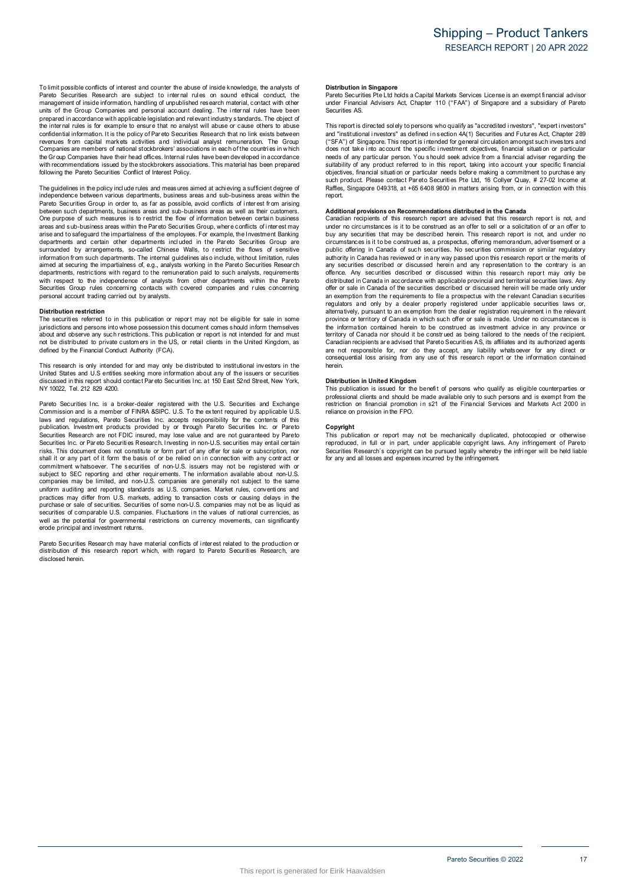To limit possible conflicts of interest and counter the abuse of inside knowledge, the analysts of Pareto Securities Research are subject to internal rules on sound ethical conduct, the management of inside information, handling of unpublished research material, contact with other units of the Group Companies and personal account dealing. The internal rules have been prepared in accordance with applicable legislation and relevant industry standards. The object of the internal rules is for example to ensure that no analyst will abuse or cause others to abuse confidential information. It is the policy of Pareto Securities Research that no link exists between revenues from capital markets activities and individual analyst remuneration. The Group Companies are members of national stockbrokers' associations in each of the countries in which the Group Companies have their head offices. Internal rules have been developed in accordance with recommendations issued by the stockbrokers associations. This material has been prepared following the Pareto Securities Conflict of Interest Policy.

The guidelines in the policy include rules and measures aimed at achieving a sufficient degree of independence between various departments, business areas and sub-business areas within the Pareto Securities Group in order to, as far as possible, avoid conflicts of interest from arising between such departments, business areas and sub-business areas as well as their customers. One purpose of such measures is to restrict the flow of information between certain business areas and sub-business areas within the Pareto Securities Group, where conflicts of interest may arise and to safeguard the impartialness of the employees. For example, the Investment Banking departments and certain other departments included in the Pareto Securities Group are surrounded by arrangements, so-called Chinese Walls, to restrict the flows of sensitive information from such departments. The internal guidelines also include, without limitation, rules aimed at securing the impartialness of, e.g., analysts working in the Pareto Securities Research departments, restrictions with regard to the remuneration paid to such analysts, requirements with respect to the independence of analysts from other departments within the Pareto Securities Group rules concerning contacts with covered companies and rules concerning personal account trading carried out by analysts.

**Distribution restriction**

The securities referred to in this publication or report may not be eligible for sale in some jurisdictions and persons into whose possession this document comes should inform themselves about and observe any such restrictions. This publication or report is not intended for and must not be distributed to private customers in the US, or retail clients in the United Kingdom, as defined by the Financial Conduct Authority (FCA).

This research is only intended for and may only be distributed to institutional investors in the United States and U.S entities seeking more information about any of the issuers or securities discussed in this report should contact Pareto Securities Inc. at 150 East 52nd Street, New York, NY 10022, Tel. 212 829 4200.

Pareto Securities Inc. is a broker-dealer registered with the U.S. Securities and Exchange Commission and is a member of FINRA &SIPC. U.S. To the extent required by applicable U.S. laws and regulations, Pareto Securities Inc. accepts responsibility for the contents of this publication. Investment products provided by or through Pareto Securities Inc. or Pareto Securities Research are not FDIC insured, may lose value and are not guaranteed by Pareto Securities Inc. or Pareto Securities Research. Investing in non-U.S. securities may entail certain risks. This document does not constitute or form part of any offer for sale or subscription, nor shall it or any part of it form the basis of or be relied on in connection with any contract or commitment whatsoever. The securities of non-U.S. issuers may not be registered with or subject to SEC reporting and other requirements. The information available about non-U.S. companies may be limited, and non-U.S. companies are generally not subject to the same uniform auditing and reporting standards as U.S. companies. Market rules, conventions and practices may differ from U.S. markets, adding to transaction costs or causing delays in the purchase or sale of securities. Securities of some non-U.S. companies may not be as liquid as securities of comparable U.S. companies. Fluctuations in the values of national currencies, as well as the potential for governmental restrictions on currency movements, can significantly erode principal and investment returns.

Pareto Securities Research may have material conflicts of interest related to the production or distribution of this research report which, with regard to Pareto Securities Research, are disclosed herein.

**Distribution in Singapore**

Pareto Securities Pte Ltd holds a Capital Markets Services License is an exempt financial advisor under Financial Advisers Act, Chapter 110 ("FAA") of Singapore and a subsidiary of Pareto Securities AS.

This report is directed solely to persons who qualify as "accredited investors", "expert investors" and "institutional investors" as defined in section 4A(1) Securities and Futures Act, Chapter 289 ("SFA") of Singapore. This report is intended for general circulation amongst such investors and does not take into account the specific investment objectives, financial situation or particular needs of any particular person. You should seek advice from a financial adviser regarding the suitability of any product referred to in this report, taking into account your specific financial objectives, financial situation or particular needs before making a commitment to purchase any such product. Please contact Pareto Securities Pte Ltd, 16 Collyer Quay, # 27-02 Income at Raffles, Singapore 049318, at +65 6408 9800 in matters arising from, or in connection with this report.

**Additional provisions on Recommendations distributed in the Canada**

Canadian recipients of this research report are advised that this research report is not, and under no circumstances is it to be construed as an offer to sell or a solicitation of or an offer to buy any securities that may be described herein. This research report is not, and under no circumstances is it to be construed as, a prospectus, offering memorandum, advertisement or a public offering in Canada of such securities. No securities commission or similar regulatory authority in Canada has reviewed or in any way passed upon this research report or the merits of any securities described or discussed herein and any representation to the contrary is an offence. Any securities described or discussed within this research report may only be distributed in Canada in accordance with applicable provincial and territorial securities laws. Any offer or sale in Canada of the securities described or discussed herein will be made only under an exemption from the requirements to file a prospectus with the relevant Canadian securities regulators and only by a dealer properly registered under applicable securities laws or, alternatively, pursuant to an exemption from the dealer registration requirement in the relevant province or territory of Canada in which such offer or sale is made. Under no circumstances is the information contained herein to be construed as investment advice in any province or territory of Canada nor should it be construed as being tailored to the needs of the recipient. Canadian recipients are advised that Pareto Securities AS, its affiliates and its authorized agents are not responsible for, nor do they accept, any liability whatsoever for any direct or consequential loss arising from any use of this research report or the information contained herein.

**Distribution in United Kingdom**

This publication is issued for the benefit of persons who qualify as eligible counterparties or professional clients and should be made available only to such persons and is exempt from the restriction on financial promotion in s21 of the Financial Services and Markets Act 2000 in reliance on provision in the FPO.

**Copyright**

This publication or report may not be mechanically duplicated, photocopied or otherwise reproduced, in full or in part, under applicable copyright laws. Any infringement of Pareto Securities Research´s copyright can be pursued legally whereby the infringer will be held liable for any and all losses and expenses incurred by the infringement.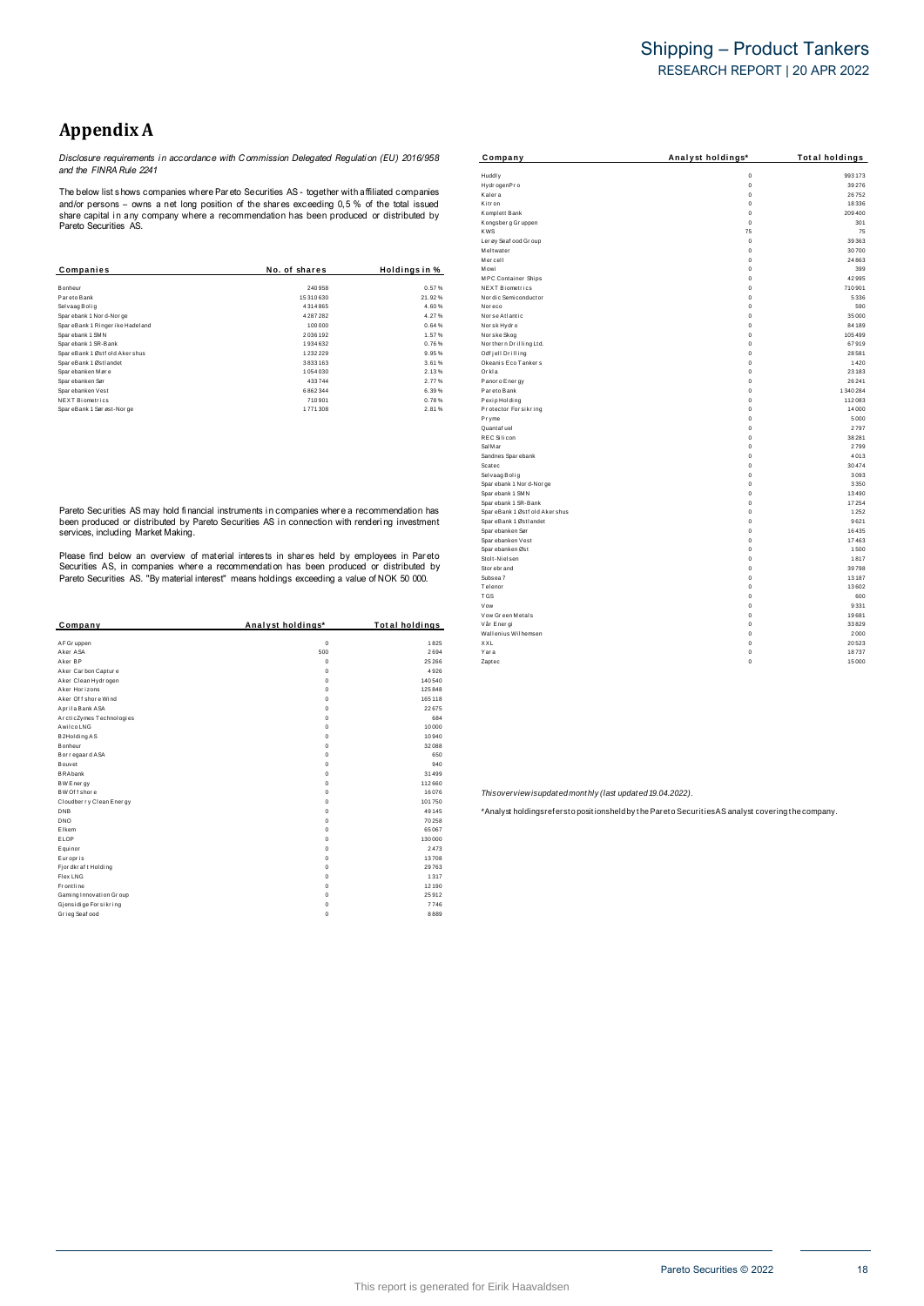# Appendix A

*Disclosure requirements in accordance with Commission Delegated Regulation (EU) 2016/958 and the FINRA Rule 2241*

The below list shows companies where Pareto Securities AS - together with affiliated companies and/or persons – owns a net long position of the shares exceeding 0,5 % of the total issued share capital in any company where a recommendation has been produced or distributed by Pareto Securities AS.

| Companies | No. of shares | Holdings in % |
|---|---|---|
| Bonheur | 240 958 | 0.57 % |
| Pareto Bank | 15 310 630 | 21.92 % |
| Selvaag Bolig | 4 314 865 | 4.60 % |
| SpareBank 1 Nord-Norge | 4 287 282 | 4.27 % |
| SpareBank 1 Ringerike Hadeland | 100 000 | 0.64 % |
| Sparebank 1 SMN | 2 036 192 | 1.57 % |
| Sparebank 1 SR-Bank | 1 934 632 | 0.76 % |
| SpareBank 1 Østfold Akershus | 1 232 229 | 9.95 % |
| SpareBank 1 Østlandet | 3 833 163 | 3.61 % |
| Sparebanken Møre | 1 054 030 | 2.13 % |
| Sparebanken Sør | 433 744 | 2.77 % |
| Sparebanken Vest | 6 862 344 | 6.39 % |
| NEXT Biometrics | 710 901 | 0.78 % |
| SpareBank 1 Sørøst-Norge | 1 771 308 | 2.81 % |

Pareto Securities AS may hold financial instruments in companies where a recommendation has been produced or distributed by Pareto Securities AS in connection with rendering investment services, including Market Making.

Please find below an overview of material interests in shares held by employees in Pareto Securities AS, in companies where a recommendation has been produced or distributed by Pareto Securities AS. "By material interest" means holdings exceeding a value of NOK 50 000.

| Company | Analyst holdings* | Total holdings |
|---|---|---|
| AF Gruppen | 0 | 1 825 |
| Aker ASA | 500 | 2 694 |
| Aker BP | 0 | 25 266 |
| Aker Carbon Capture | 0 | 4 926 |
| Aker Clean Hydrogen | 0 | 140 540 |
| Aker Horizons | 0 | 125 848 |
| Aker Offshore Wind | 0 | 165 118 |
| Aprila Bank ASA | 0 | 22 675 |
| ArcticZymes Technologies | 0 | 684 |
| Awilco LNG | 0 | 10 000 |
| B2Holding AS | 0 | 10 940 |
| Bonheur | 0 | 32 088 |
| Borregaard ASA | 0 | 650 |
| Bouvet | 0 | 940 |
| BRAbank | 0 | 31 499 |
| BW Energy | 0 | 112 660 |
| BW Offshore | 0 | 16 076 |
| Cloudberry Clean Energy | 0 | 101 750 |
| DNB | 0 | 49 145 |
| DNO | 0 | 70 258 |
| Elkem | 0 | 65 067 |
| ELOP | 0 | 130 000 |
| Equinor | 0 | 2 473 |
| Europris | 0 | 13 708 |
| Fjordkraft Holding | 0 | 29 763 |
| Flex LNG | 0 | 1 317 |
| Frontline | 0 | 12 190 |
| Gaming Innovation Group | 0 | 25 912 |
| Gjensidige Forsikring | 0 | 7 746 |
| Grieg Seafood | 0 | 8 889 |
| Huddly | 0 | 993 173 |
| HydrogenPro | 0 | 39 276 |
| Kalera | 0 | 26 752 |
| Kitron | 0 | 18 336 |
| Komplett Bank | 0 | 209 400 |
| Kongsberg Gruppen | 0 | 301 |
| KWS | 75 | 75 |
| Lerøy Seafood Group | 0 | 39 363 |
| Meltwater | 0 | 30 700 |
| Mercell | 0 | 24 863 |
| Mowi | 0 | 399 |
| MPC Container Ships | 0 | 42 995 |
| NEXT Biometrics | 0 | 710 901 |
| Nordic Semiconductor | 0 | 5 336 |
| Noreco | 0 | 590 |
| Norse Atlantic | 0 | 35 000 |
| Norsk Hydro | 0 | 84 189 |
| Norske Skog | 0 | 105 499 |
| Northern Drilling Ltd. | 0 | 67 919 |
| Odfjell Drilling | 0 | 28 581 |
| Okeanis Eco Tankers | 0 | 1 420 |
| Orkla | 0 | 23 183 |
| Panoro Energy | 0 | 26 241 |
| Pareto Bank | 0 | 1 340 284 |
| Pexip Holding | 0 | 112 083 |
| Protector Forsikring | 0 | 14 000 |
| Pryme | 0 | 5 000 |
| Quantafuel | 0 | 2 797 |
| REC Silicon | 0 | 38 281 |
| SalMar | 0 | 2 799 |
| Sandnes Sparebank | 0 | 4 013 |
| Scatec | 0 | 30 474 |
| Selvaag Bolig | 0 | 3 093 |
| Sparebank 1 Nord-Norge | 0 | 3 350 |
| Sparebank 1 SMN | 0 | 13 490 |
| Sparebank 1 SR-Bank | 0 | 17 254 |
| SpareBank 1 Østfold Akershus | 0 | 1 252 |
| SpareBank 1 Østlandet | 0 | 9 621 |
| Sparebanken Sør | 0 | 16 435 |
| Sparebanken Vest | 0 | 17 463 |
| Sparebanken Øst | 0 | 1 500 |
| Stolt-Nielsen | 0 | 1 817 |
| Storebrand | 0 | 39 798 |
| Subsea 7 | 0 | 13 187 |
| Telenor | 0 | 13 602 |
| TGS | 0 | 600 |
| Vow | 0 | 9 331 |
| Vow Green Metals | 0 | 19 681 |
| Vår Energi | 0 | 33 829 |
| Wallenius Wilhemsen | 0 | 2 000 |
| XXL | 0 | 20 523 |
| Yara | 0 | 18 737 |
| Zaptec | 0 | 15 000 |

*This overview is updated monthly (last updated 19.04.2022).*

*Analyst holdings refers to positions held by the Pareto Securities AS analyst covering the company.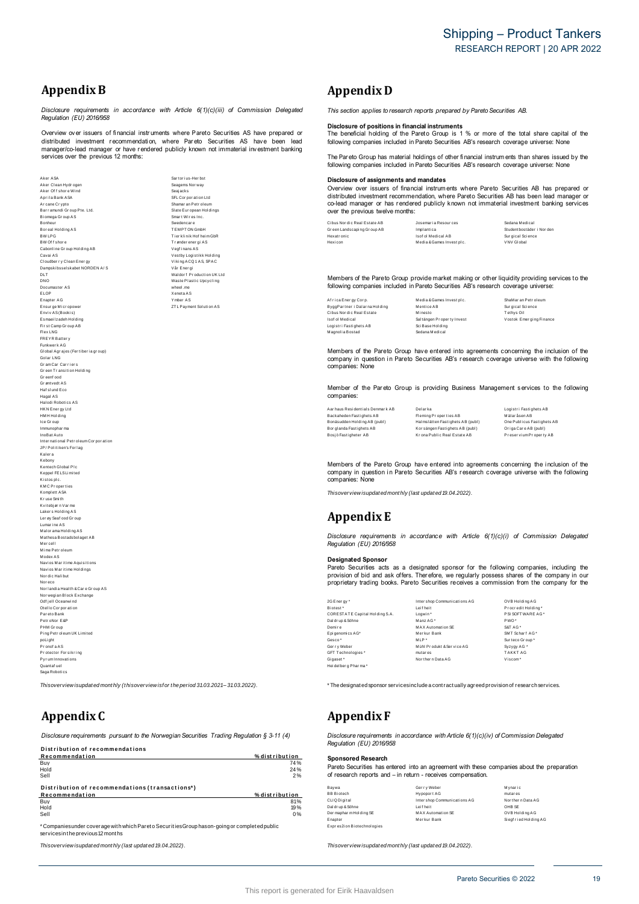## Appendix B

*Disclosure requirements in accordance with Article 6(1)(c)(iii) of Commission Delegated Regulation (EU) 2016/958*

Overview over issuers of financial instruments where Pareto Securities AS have prepared or distributed investment recommendation, where Pareto Securities AS have been lead manager/co-lead manager or have rendered publicly known not immaterial investment banking services over the previous 12 months:

| | |
|---|---|
| Aker ASA | Sartorius-Herbst |
| Aker Clean Hydrogen | Seagems Norway |
| Aker Offshore Wind | Seajacks |
| Aprila Bank ASA | SFL Corporation Ltd |
| Arcane Crypto | Shamaran Petroleum |
| Barramundi Group Pte. Ltd. | Slate European Holdings |
| Biomega Group AS | Smart Wires Inc. |
| Bonheur | Swedencare |
| Boreal Holding AS | TEMPTON GmbH |
| BW LPG | Tierklinik Hofheim GbR |
| BW Offshore | Trønderenergi AS |
| Cabonline Group Holding AB | Vegfinans AS |
| Cavai AS | Vestby Logistikk Holding |
| Cloudberry Clean Energy | Viking ACQ 1 AS, SPAC |
| Dampskibsselskabet NORDEN A/S | Vår Energi |
| DLT | Waldorf Production UK Ltd |
| DNO | Waste Plastic Upcycling |
| Documaster AS | wheel.me |
| ELOP | Xeneta AS |
| Enapter AG | Ymber AS |
| Ensurge Micropower | ZTL Payment Solution AS |
| Enviv AS (Bookis) | |
| Esmaeilzadeh Holding | |
| First Camp Group AB | |
| Flex LNG | |
| FREYR Battery | |
| Funkwerk AG | |
| Global Agrajes (Fertiberia group) | |
| Golar LNG | |
| GramCar Carriers | |
| Green Transition Holding | |
| Greenfood | |
| Grøntvedt AS | |
| Hafslund Eco | |
| Hagal AS | |
| Halodi Robotics AS | |
| HKN Energy Ltd | |
| HMH Holding | |
| Ice Group | |
| Immunopharma | |
| InoBat Auto | |
| International Petroleum Corporation | |
| JP/Politiken's Forlag | |
| Kalera | |
| Kebony | |
| Kentech Global Plc | |
| Keppel FELS Limited | |
| Kistos plc. | |
| KMC Properties | |
| Komplett ASA | |
| Kruse Smith | |
| Kvitebjørn Varme | |
| Lakers Holding AS | |
| Lerøy Seafood Group | |
| Lumarine AS | |
| Malorama Holding AS | |
| Mathesa Bostadsbolaget AB | |
| Mercell | |
| Mime Petroleum | |
| Modex AS | |
| Navios Maritime Aquisitions | |
| Navios Maritime Holdings | |
| Nordic Halibut | |
| Noreco | |
| Norlandia Health & Care Group AS | |
| Norwegian Block Exchange | |
| Odfjell Oceanwind | |
| Otello Corporation | |
| Pareto Bank | |
| PetroNor E&P | |
| PHM Group | |
| Ping Petroleum UK Limited | |
| poLight | |
| Pronofa AS | |
| Protector Forsikring | |
| Pyrum Innovations | |
| Quantafuel | |
| Saga Robotics | |

*This overview is updated monthly (this overview is for the period 31.03.2021 – 31.03.2022).*

## Appendix C

*Disclosure requirements pursuant to the Norwegian Securities Trading Regulation § 3-11 (4)*

**Distribution of recommendations**

| Recommendation | % distribution |
|---|---|
| Buy | 74% |
| Hold | 24% |
| Sell | 2% |

**Distribution of recommendations (transactions*)**

| Recommendation | % distribution |
|---|---|
| Buy | 81% |
| Hold | 19% |
| Sell | 0% |

\* Companies under coverage with which Pareto Securities Group has on-going or completed public services in the previous 12 months

*This overview is updated monthly (last updated 19.04.2022).*

## Appendix D

*This section applies to research reports prepared by Pareto Securities AB.*

**Disclosure of positions in financial instruments**

The beneficial holding of the Pareto Group is 1 % or more of the total share capital of the following companies included in Pareto Securities AB's research coverage universe: None

The Pareto Group has material holdings of other financial instruments than shares issued by the following companies included in Pareto Securities AB's research coverage universe: None

**Disclosure of assignments and mandates**

Overview over issuers of financial instruments where Pareto Securities AB has prepared or distributed investment recommendation, where Pareto Securities AB has been lead manager or co-lead manager or has rendered publicly known not immaterial investment banking services over the previous twelve months:

| | | |
|---|---|---|
| Cibus Nordic Real Estate AB | Josemaria Resources | Sedana Medical |
| Green Landscaping Group AB | Implantica | Studentbostäder i Norden |
| Hexatronic | Isofol Medical AB | Surgical Science |
| Hexicon | Media & Games Invest plc. | VNV Global |

Members of the Pareto Group provide market making or other liquidity providing services to the following companies included in Pareto Securities AB's research coverage universe:

| | | |
|---|---|---|
| Africa Energy Corp. | Media & Games Invest plc. | ShaMaran Petroleum |
| ByggPartner i Dalarna Holding | Mentice AB | Surgical Science |
| Cibus Nordic Real Estate | Minesto | Tethys Oil |
| Isofol Medical | Saltängen Property Invest | Vostok Emerging Finance |
| Logistri Fastighets AB | SciBase Holding | |
| Magnolia Bostad | Sedana Medical | |

Members of the Pareto Group have entered into agreements concerning the inclusion of the company in question in Pareto Securities AB's research coverage universe with the following companies: None

Member of the Pareto Group is providing Business Management services to the following companies:

| | | |
|---|---|---|
| Aarhaus Residentials Denmark AB | Delarka | Logistri Fastighets AB |
| Backaheden Fastighets AB | Fleming Properties AB | Mälaråsen AB |
| Bonäsudden Holding AB (publ) | Halmslätten Fastighets AB (publ) | One Publicus Fastighets AB |
| Borglanda Fastighets AB | Korsängen Fastighets AB (publ) | Origa Care AB (publ) |
| Bosjö Fastigheter AB | Krona Public Real Estate AB | Preservium Property AB |

Members of the Pareto Group have entered into agreements concerning the inclusion of the company in question in Pareto Securities AB's research coverage universe with the following companies: None

*This overview is updated monthly (last updated 19.04.2022).*

## Appendix E

*Disclosure requirements in accordance with Article 6(1)(c)(i) of Commission Delegated Regulation (EU) 2016/958*

**Designated Sponsor**

Pareto Securities acts as a designated sponsor for the following companies, including the provision of bid and ask offers. Therefore, we regularly possess shares of the company in our proprietary trading books. Pareto Securities receives a commission from the company for the

| | | |
|---|---|---|
| 2G Energy * | Intershop Communications AG | OVB Holding AG |
| Biotest * | Leifheit | Procredit Holding * |
| CORESTATE Capital Holding S.A. | Logwin * | PSI SOFTWARE AG * |
| Daldrup & Söhne | Manz AG * | PWO * |
| Demire | MAX Automation SE | S&T AG * |
| Epigenomics AG* | Merkur Bank | SMT Scharf AG * |
| Gesco * | MLP * | Surteco Group * |
| Gerry Weber | Mühl Produkt & Service AG | Syzygy AG * |
| GFT Technologies * | mutares | TAKKT AG |
| Gigaset * | Northern Data AG | Viscom * |
| Heidelberg Pharma * | | |

\* The designated sponsor services include a contractually agreed provision of research services.

## Appendix F

*Disclosure requirements in accordance with Article 6(1)(c)(iv) of Commission Delegated Regulation (EU) 2016/958*

**Sponsored Research**

Pareto Securities has entered into an agreement with these companies about the preparation of research reports and – in return - receives compensation.

| | | |
|---|---|---|
| Baywa | Gerry Weber | Mynaric |
| BB Biotech | Hypoport AG | mutares |
| CLIQ Digital | Intershop Communications AG | Northern Data AG |
| Daldrup & Söhne | Leifheit | OHB SE |
| Dermapharm Holding SE | MAX Automation SE | OVB Holding AG |
| Enapter | Merkur Bank | Siegfried Holding AG |
| Expres2ion Biotechnologies | | |

*This overview is updated monthly (last updated 19.04.2022).*